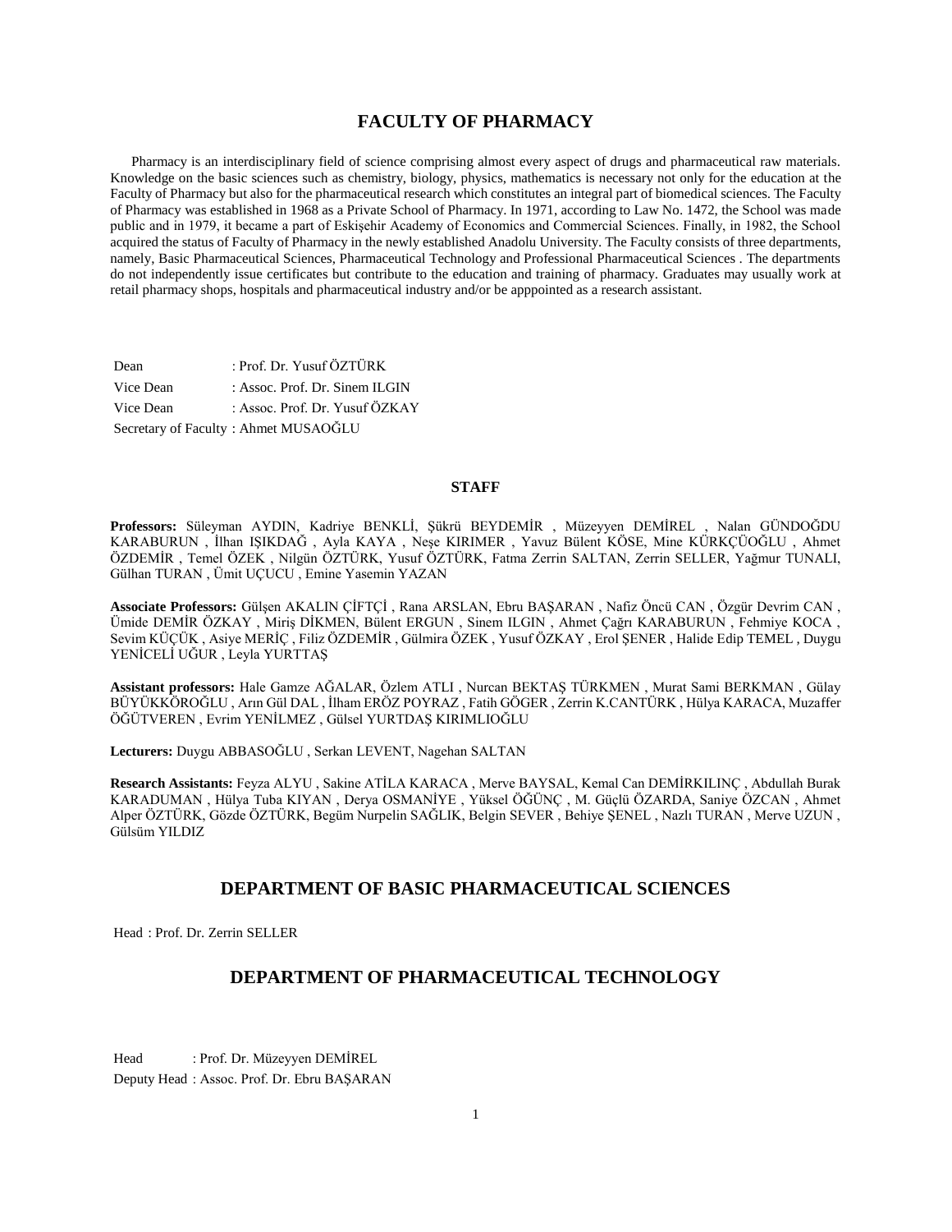# FACULTY OF PHARMACY

Pharmacy is an interdisciplinary field of science comprising almost every aspect of drugs and pharmaceutical raw materials. Knowledge on the basic sciences such as chemistry, biology, physics, mathematics is necessary not only for the education at the Faculty of Pharmacy but also for the pharmaceutical research which constitutes an integral part of biomedical sciences. The Faculty of Pharmacy was established in 1968 as a Private School of Pharmacy. In 1971, according to Law No. 1472, the School was made public and in 1979, it became a part of Eskişehir Academy of Economics and Commercial Sciences. Finally, in 1982, the School acquired the status of Faculty of Pharmacy in the newly established Anadolu University. The Faculty consists of three departments, namely, Basic Pharmaceutical Sciences, Pharmaceutical Technology and Professional Pharmaceutical Sciences . The departments do not independently issue certificates but contribute to the education and training of pharmacy. Graduates may usually work at retail pharmacy shops, hospitals and pharmaceutical industry and/or be apppointed as a research assistant.

Dean : Prof. Dr. Yusuf ÖZTÜRK
Vice Dean : Assoc. Prof. Dr. Sinem ILGIN
Vice Dean : Assoc. Prof. Dr. Yusuf ÖZKAY
Secretary of Faculty : Ahmet MUSAOĞLU

### STAFF

**Professors:** Süleyman AYDIN, Kadriye BENKLİ, Şükrü BEYDEMİR , Müzeyyen DEMİREL , Nalan GÜNDOĞDU KARABURUN , İlhan IŞIKDAĞ , Ayla KAYA , Neşe KIRIMER , Yavuz Bülent KÖSE, Mine KÜRKÇÜOĞLU , Ahmet ÖZDEMİR , Temel ÖZEK , Nilgün ÖZTÜRK, Yusuf ÖZTÜRK, Fatma Zerrin SALTAN, Zerrin SELLER, Yağmur TUNALI, Gülhan TURAN , Ümit UÇUCU , Emine Yasemin YAZAN

**Associate Professors:** Gülşen AKALIN ÇİFTÇİ , Rana ARSLAN, Ebru BAŞARAN , Nafiz Öncü CAN , Özgür Devrim CAN , Ümide DEMİR ÖZKAY , Miriş DİKMEN, Bülent ERGUN , Sinem ILGIN , Ahmet Çağrı KARABURUN , Fehmiye KOCA , Sevim KÜÇÜK , Asiye MERİÇ , Filiz ÖZDEMİR , Gülmira ÖZEK , Yusuf ÖZKAY , Erol ŞENER , Halide Edip TEMEL , Duygu YENİCELİ UĞUR , Leyla YURTTAŞ

**Assistant professors:** Hale Gamze AĞALAR, Özlem ATLI , Nurcan BEKTAŞ TÜRKMEN , Murat Sami BERKMAN , Gülay BÜYÜKKÖROĞLU , Arın Gül DAL , İlham ERÖZ POYRAZ , Fatih GÖGER , Zerrin K.CANTÜRK , Hülya KARACA, Muzaffer ÖĞÜTVEREN , Evrim YENİLMEZ , Gülsel YURTDAŞ KIRIMLIOĞLU

**Lecturers:** Duygu ABBASOĞLU , Serkan LEVENT, Nagehan SALTAN

**Research Assistants:** Feyza ALYU , Sakine ATİLA KARACA , Merve BAYSAL, Kemal Can DEMİRKILINÇ , Abdullah Burak KARADUMAN , Hülya Tuba KIYAN , Derya OSMANİYE , Yüksel ÖĞÜNÇ , M. Güçlü ÖZARDA, Saniye ÖZCAN , Ahmet Alper ÖZTÜRK, Gözde ÖZTÜRK, Begüm Nurpelin SAĞLIK, Belgin SEVER , Behiye ŞENEL , Nazlı TURAN , Merve UZUN , Gülsüm YILDIZ

## DEPARTMENT OF BASIC PHARMACEUTICAL SCIENCES

Head : Prof. Dr. Zerrin SELLER

## DEPARTMENT OF PHARMACEUTICAL TECHNOLOGY

Head : Prof. Dr. Müzeyyen DEMİREL
Deputy Head : Assoc. Prof. Dr. Ebru BAŞARAN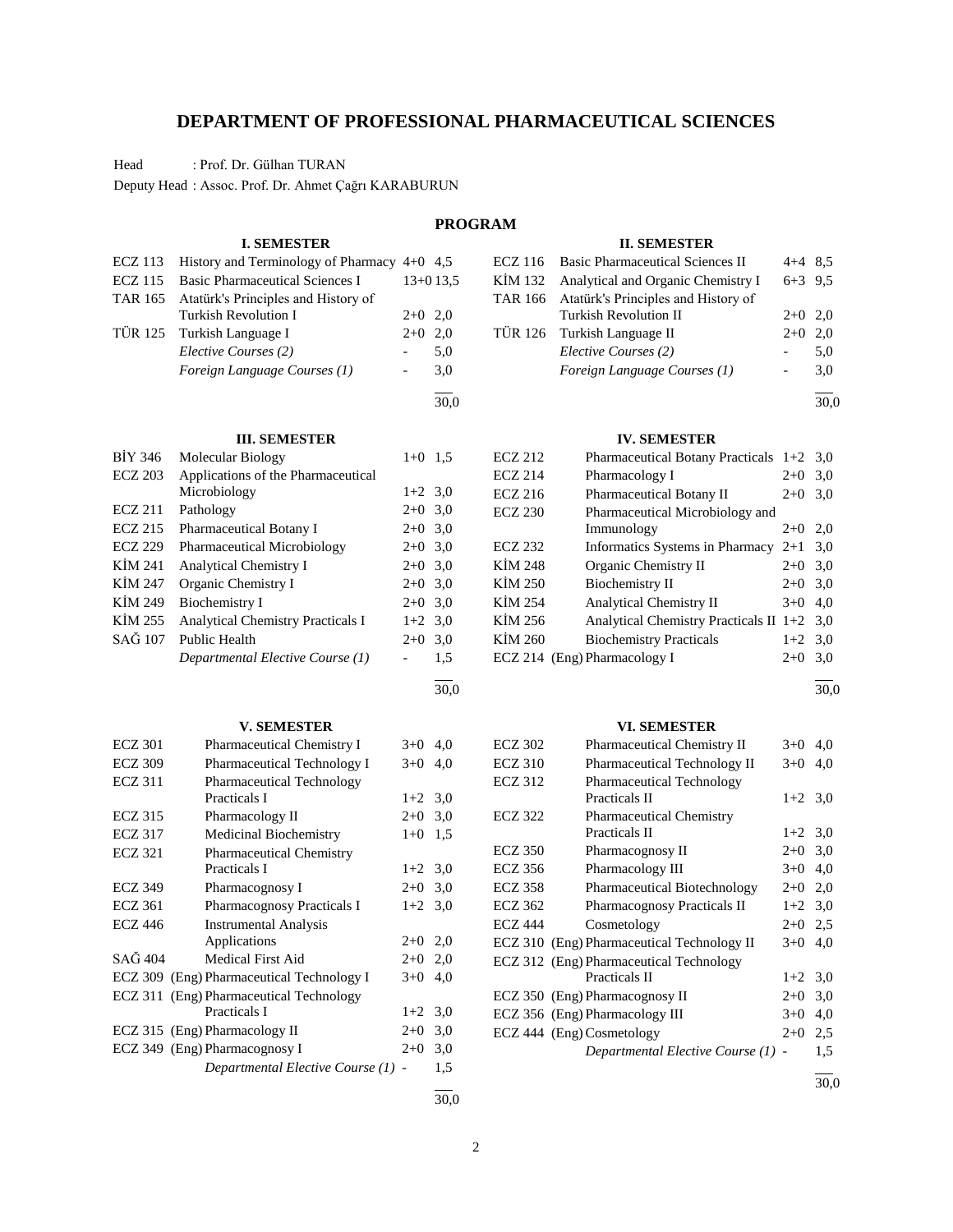# DEPARTMENT OF PROFESSIONAL PHARMACEUTICAL SCIENCES

Head : Prof. Dr. Gülhan TURAN

Deputy Head : Assoc. Prof. Dr. Ahmet Çağrı KARABURUN

## PROGRAM

### I. SEMESTER

| Code | Course | Hours | Credits |
|---|---|---|---|
| ECZ 113 | History and Terminology of Pharmacy | 4+0 | 4,5 |
| ECZ 115 | Basic Pharmaceutical Sciences I | 13+0 | 13,5 |
| TAR 165 | Atatürk's Principles and History of Turkish Revolution I | 2+0 | 2,0 |
| TÜR 125 | Turkish Language I | 2+0 | 2,0 |
| | *Elective Courses (2)* | - | 5,0 |
| | *Foreign Language Courses (1)* | - | 3,0 |
| | | | 30,0 |

### II. SEMESTER

| Code | Course | Hours | Credits |
|---|---|---|---|
| ECZ 116 | Basic Pharmaceutical Sciences II | 4+4 | 8,5 |
| KİM 132 | Analytical and Organic Chemistry I | 6+3 | 9,5 |
| TAR 166 | Atatürk's Principles and History of Turkish Revolution II | 2+0 | 2,0 |
| TÜR 126 | Turkish Language II | 2+0 | 2,0 |
| | *Elective Courses (2)* | - | 5,0 |
| | *Foreign Language Courses (1)* | - | 3,0 |
| | | | 30,0 |

### III. SEMESTER

| Code | Course | Hours | Credits |
|---|---|---|---|
| BİY 346 | Molecular Biology | 1+0 | 1,5 |
| ECZ 203 | Applications of the Pharmaceutical Microbiology | 1+2 | 3,0 |
| ECZ 211 | Pathology | 2+0 | 3,0 |
| ECZ 215 | Pharmaceutical Botany I | 2+0 | 3,0 |
| ECZ 229 | Pharmaceutical Microbiology | 2+0 | 3,0 |
| KİM 241 | Analytical Chemistry I | 2+0 | 3,0 |
| KİM 247 | Organic Chemistry I | 2+0 | 3,0 |
| KİM 249 | Biochemistry I | 2+0 | 3,0 |
| KİM 255 | Analytical Chemistry Practicals I | 1+2 | 3,0 |
| SAĞ 107 | Public Health | 2+0 | 3,0 |
| | *Departmental Elective Course (1)* | - | 1,5 |
| | | | 30,0 |

### IV. SEMESTER

| Code | Course | Hours | Credits |
|---|---|---|---|
| ECZ 212 | Pharmaceutical Botany Practicals | 1+2 | 3,0 |
| ECZ 214 | Pharmacology I | 2+0 | 3,0 |
| ECZ 216 | Pharmaceutical Botany II | 2+0 | 3,0 |
| ECZ 230 | Pharmaceutical Microbiology and Immunology | 2+0 | 2,0 |
| ECZ 232 | Informatics Systems in Pharmacy | 2+1 | 3,0 |
| KİM 248 | Organic Chemistry II | 2+0 | 3,0 |
| KİM 250 | Biochemistry II | 2+0 | 3,0 |
| KİM 254 | Analytical Chemistry II | 3+0 | 4,0 |
| KİM 256 | Analytical Chemistry Practicals II | 1+2 | 3,0 |
| KİM 260 | Biochemistry Practicals | 1+2 | 3,0 |
| ECZ 214 | (Eng) Pharmacology I | 2+0 | 3,0 |
| | | | 30,0 |

### V. SEMESTER

| Code | Course | Hours | Credits |
|---|---|---|---|
| ECZ 301 | Pharmaceutical Chemistry I | 3+0 | 4,0 |
| ECZ 309 | Pharmaceutical Technology I | 3+0 | 4,0 |
| ECZ 311 | Pharmaceutical Technology Practicals I | 1+2 | 3,0 |
| ECZ 315 | Pharmacology II | 2+0 | 3,0 |
| ECZ 317 | Medicinal Biochemistry | 1+0 | 1,5 |
| ECZ 321 | Pharmaceutical Chemistry Practicals I | 1+2 | 3,0 |
| ECZ 349 | Pharmacognosy I | 2+0 | 3,0 |
| ECZ 361 | Pharmacognosy Practicals I | 1+2 | 3,0 |
| ECZ 446 | Instrumental Analysis Applications | 2+0 | 2,0 |
| SAĞ 404 | Medical First Aid | 2+0 | 2,0 |
| ECZ 309 | (Eng) Pharmaceutical Technology I | 3+0 | 4,0 |
| ECZ 311 | (Eng) Pharmaceutical Technology Practicals I | 1+2 | 3,0 |
| ECZ 315 | (Eng) Pharmacology II | 2+0 | 3,0 |
| ECZ 349 | (Eng) Pharmacognosy I | 2+0 | 3,0 |
| | *Departmental Elective Course (1)* | - | 1,5 |
| | | | 30,0 |

### VI. SEMESTER

| Code | Course | Hours | Credits |
|---|---|---|---|
| ECZ 302 | Pharmaceutical Chemistry II | 3+0 | 4,0 |
| ECZ 310 | Pharmaceutical Technology II | 3+0 | 4,0 |
| ECZ 312 | Pharmaceutical Technology Practicals II | 1+2 | 3,0 |
| ECZ 322 | Pharmaceutical Chemistry Practicals II | 1+2 | 3,0 |
| ECZ 350 | Pharmacognosy II | 2+0 | 3,0 |
| ECZ 356 | Pharmacology III | 3+0 | 4,0 |
| ECZ 358 | Pharmaceutical Biotechnology | 2+0 | 2,0 |
| ECZ 362 | Pharmacognosy Practicals II | 1+2 | 3,0 |
| ECZ 444 | Cosmetology | 2+0 | 2,5 |
| ECZ 310 | (Eng) Pharmaceutical Technology II | 3+0 | 4,0 |
| ECZ 312 | (Eng) Pharmaceutical Technology Practicals II | 1+2 | 3,0 |
| ECZ 350 | (Eng) Pharmacognosy II | 2+0 | 3,0 |
| ECZ 356 | (Eng) Pharmacology III | 3+0 | 4,0 |
| ECZ 444 | (Eng) Cosmetology | 2+0 | 2,5 |
| | *Departmental Elective Course (1)* | - | 1,5 |
| | | | 30,0 |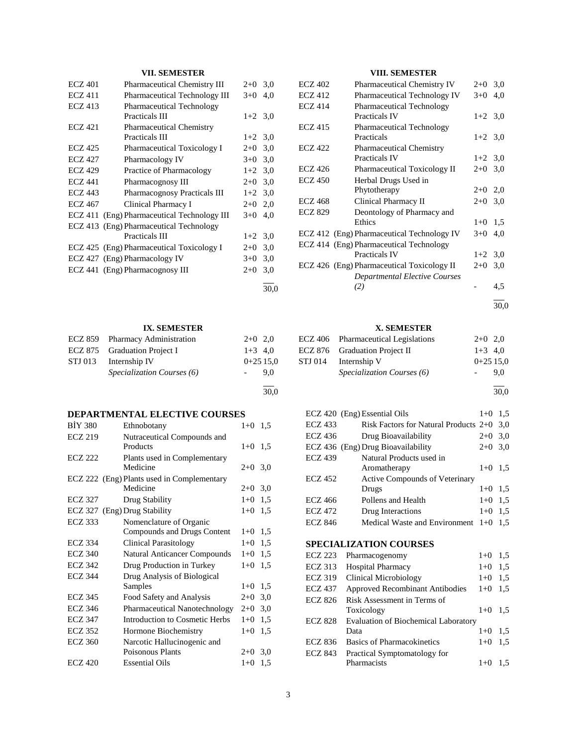### VII. SEMESTER

| Code | Course | Hours | ECTS |
|---|---|---|---|
| ECZ 401 | Pharmaceutical Chemistry III | 2+0 | 3,0 |
| ECZ 411 | Pharmaceutical Technology III | 3+0 | 4,0 |
| ECZ 413 | Pharmaceutical Technology Practicals III | 1+2 | 3,0 |
| ECZ 421 | Pharmaceutical Chemistry Practicals III | 1+2 | 3,0 |
| ECZ 425 | Pharmaceutical Toxicology I | 2+0 | 3,0 |
| ECZ 427 | Pharmacology IV | 3+0 | 3,0 |
| ECZ 429 | Practice of Pharmacology | 1+2 | 3,0 |
| ECZ 441 | Pharmacognosy III | 2+0 | 3,0 |
| ECZ 443 | Pharmacognosy Practicals III | 1+2 | 3,0 |
| ECZ 467 | Clinical Pharmacy I | 2+0 | 2,0 |
| ECZ 411 | (Eng) Pharmaceutical Technology III | 3+0 | 4,0 |
| ECZ 413 | (Eng) Pharmaceutical Technology Practicals III | 1+2 | 3,0 |
| ECZ 425 | (Eng) Pharmaceutical Toxicology I | 2+0 | 3,0 |
| ECZ 427 | (Eng) Pharmacology IV | 3+0 | 3,0 |
| ECZ 441 | (Eng) Pharmacognosy III | 2+0 | 3,0 |
| | | | 30,0 |

### VIII. SEMESTER

| Code | Course | Hours | ECTS |
|---|---|---|---|
| ECZ 402 | Pharmaceutical Chemistry IV | 2+0 | 3,0 |
| ECZ 412 | Pharmaceutical Technology IV | 3+0 | 4,0 |
| ECZ 414 | Pharmaceutical Technology Practicals IV | 1+2 | 3,0 |
| ECZ 415 | Pharmaceutical Technology Practicals | 1+2 | 3,0 |
| ECZ 422 | Pharmaceutical Chemistry Practicals IV | 1+2 | 3,0 |
| ECZ 426 | Pharmaceutical Toxicology II | 2+0 | 3,0 |
| ECZ 450 | Herbal Drugs Used in Phytotherapy | 2+0 | 2,0 |
| ECZ 468 | Clinical Pharmacy II | 2+0 | 3,0 |
| ECZ 829 | Deontology of Pharmacy and Ethics | 1+0 | 1,5 |
| ECZ 412 | (Eng) Pharmaceutical Technology IV | 3+0 | 4,0 |
| ECZ 414 | (Eng) Pharmaceutical Technology Practicals IV | 1+2 | 3,0 |
| ECZ 426 | (Eng) Pharmaceutical Toxicology II | 2+0 | 3,0 |
| | *Departmental Elective Courses (2)* | - | 4,5 |
| | | | 30,0 |

### IX. SEMESTER

| Code | Course | Hours | ECTS |
|---|---|---|---|
| ECZ 859 | Pharmacy Administration | 2+0 | 2,0 |
| ECZ 875 | Graduation Project I | 1+3 | 4,0 |
| STJ 013 | Internship IV | 0+25 | 15,0 |
| | *Specialization Courses (6)* | - | 9,0 |
| | | | 30,0 |

### X. SEMESTER

| Code | Course | Hours | ECTS |
|---|---|---|---|
| ECZ 406 | Pharmaceutical Legislations | 2+0 | 2,0 |
| ECZ 876 | Graduation Project II | 1+3 | 4,0 |
| STJ 014 | Internship V | 0+25 | 15,0 |
| | *Specialization Courses (6)* | - | 9,0 |
| | | | 30,0 |

## DEPARTMENTAL ELECTIVE COURSES

| Code | Course | Hours | ECTS |
|---|---|---|---|
| BİY 380 | Ethnobotany | 1+0 | 1,5 |
| ECZ 219 | Nutraceutical Compounds and Products | 1+0 | 1,5 |
| ECZ 222 | Plants used in Complementary Medicine | 2+0 | 3,0 |
| ECZ 222 | (Eng) Plants used in Complementary Medicine | 2+0 | 3,0 |
| ECZ 327 | Drug Stability | 1+0 | 1,5 |
| ECZ 327 | (Eng) Drug Stability | 1+0 | 1,5 |
| ECZ 333 | Nomenclature of Organic Compounds and Drugs Content | 1+0 | 1,5 |
| ECZ 334 | Clinical Parasitology | 1+0 | 1,5 |
| ECZ 340 | Natural Anticancer Compounds | 1+0 | 1,5 |
| ECZ 342 | Drug Production in Turkey | 1+0 | 1,5 |
| ECZ 344 | Drug Analysis of Biological Samples | 1+0 | 1,5 |
| ECZ 345 | Food Safety and Analysis | 2+0 | 3,0 |
| ECZ 346 | Pharmaceutical Nanotechnology | 2+0 | 3,0 |
| ECZ 347 | Introduction to Cosmetic Herbs | 1+0 | 1,5 |
| ECZ 352 | Hormone Biochemistry | 1+0 | 1,5 |
| ECZ 360 | Narcotic Hallucinogenic and Poisonous Plants | 2+0 | 3,0 |
| ECZ 420 | Essential Oils | 1+0 | 1,5 |
| ECZ 420 | (Eng) Essential Oils | 1+0 | 1,5 |
| ECZ 433 | Risk Factors for Natural Products | 2+0 | 3,0 |
| ECZ 436 | Drug Bioavailability | 2+0 | 3,0 |
| ECZ 436 | (Eng) Drug Bioavailability | 2+0 | 3,0 |
| ECZ 439 | Natural Products used in Aromatherapy | 1+0 | 1,5 |
| ECZ 452 | Active Compounds of Veterinary Drugs | 1+0 | 1,5 |
| ECZ 466 | Pollens and Health | 1+0 | 1,5 |
| ECZ 472 | Drug Interactions | 1+0 | 1,5 |
| ECZ 846 | Medical Waste and Environment | 1+0 | 1,5 |

## SPECIALIZATION COURSES

| Code | Course | Hours | ECTS |
|---|---|---|---|
| ECZ 223 | Pharmacogenomy | 1+0 | 1,5 |
| ECZ 313 | Hospital Pharmacy | 1+0 | 1,5 |
| ECZ 319 | Clinical Microbiology | 1+0 | 1,5 |
| ECZ 437 | Approved Recombinant Antibodies | 1+0 | 1,5 |
| ECZ 826 | Risk Assessment in Terms of Toxicology | 1+0 | 1,5 |
| ECZ 828 | Evaluation of Biochemical Laboratory Data | 1+0 | 1,5 |
| ECZ 836 | Basics of Pharmacokinetics | 1+0 | 1,5 |
| ECZ 843 | Practical Symptomatology for Pharmacists | 1+0 | 1,5 |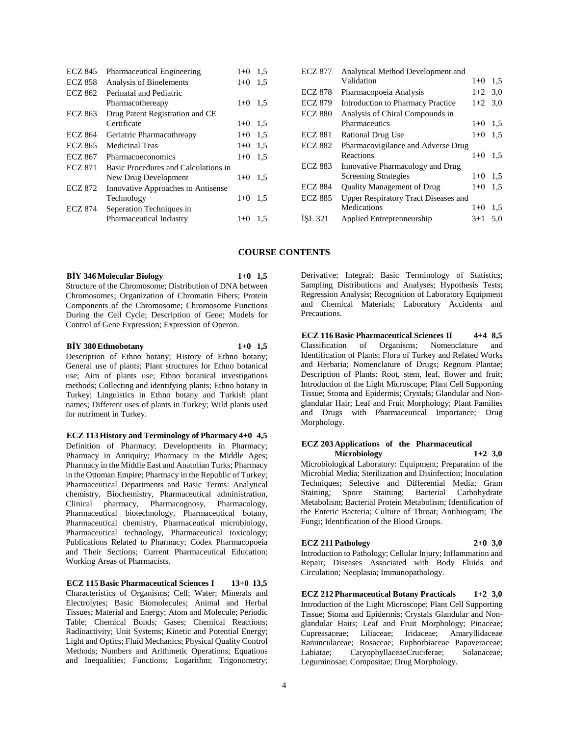| | | | |
|---|---|---|---|
| ECZ 845 | Pharmaceutical Engineering | 1+0 | 1,5 |
| ECZ 858 | Analysis of Bioelements | 1+0 | 1,5 |
| ECZ 862 | Perinatal and Pediatric Pharmacothereapy | 1+0 | 1,5 |
| ECZ 863 | Drug Patent Registration and CE Certificate | 1+0 | 1,5 |
| ECZ 864 | Geriatric Pharmacothreapy | 1+0 | 1,5 |
| ECZ 865 | Medicinal Teas | 1+0 | 1,5 |
| ECZ 867 | Pharmacoeconomics | 1+0 | 1,5 |
| ECZ 871 | Basic Procedures and Calculations in New Drug Development | 1+0 | 1,5 |
| ECZ 872 | Innovative Approaches to Antisense Technology | 1+0 | 1,5 |
| ECZ 874 | Seperation Techniques in Pharmaceutical Industry | 1+0 | 1,5 |
| ECZ 877 | Analytical Method Development and Validation | 1+0 | 1,5 |
| ECZ 878 | Pharmacopoeia Analysis | 1+2 | 3,0 |
| ECZ 879 | Introduction to Pharmacy Practice | 1+2 | 3,0 |
| ECZ 880 | Analysis of Chiral Compounds in Pharmaceutics | 1+0 | 1,5 |
| ECZ 881 | Rational Drug Use | 1+0 | 1,5 |
| ECZ 882 | Pharmacovigilance and Adverse Drug Reactions | 1+0 | 1,5 |
| ECZ 883 | Innovative Pharmacology and Drug Screening Strategies | 1+0 | 1,5 |
| ECZ 884 | Quality Management of Drug | 1+0 | 1,5 |
| ECZ 885 | Upper Respiratory Tract Diseases and Medications | 1+0 | 1,5 |
| İŞL 321 | Applied Entreprenneurship | 3+1 | 5,0 |

## COURSE CONTENTS

**BİY 346 Molecular Biology 1+0 1,5**
Structure of the Chromosome; Distribution of DNA between Chromosomes; Organization of Chromatin Fibers; Protein Components of the Chromosome; Chromosome Functions During the Cell Cycle; Description of Gene; Models for Control of Gene Expression; Expression of Operon.

**BİY 380 Ethnobotany 1+0 1,5**
Description of Ethno botany; History of Ethno botany; General use of plants; Plant structures for Ethno botanical use; Aim of plants use; Ethno botanical investigations methods; Collecting and identifying plants; Ethno botany in Turkey; Linguistics in Ethno botany and Turkish plant names; Different uses of plants in Turkey; Wild plants used for nutriment in Turkey.

**ECZ 113 History and Terminology of Pharmacy 4+0 4,5**
Definition of Pharmacy; Developments in Pharmacy; Pharmacy in Antiquity; Pharmacy in the Middle Ages; Pharmacy in the Middle East and Anatolian Turks; Pharmacy in the Ottoman Empire; Pharmacy in the Republic of Turkey; Pharmaceutical Departments and Basic Terms: Analytical chemistry, Biochemistry, Pharmaceutical administration, Clinical pharmacy, Pharmacognosy, Pharmacology, Pharmaceutical biotechnology, Pharmaceutical botany, Pharmaceutical chemistry, Pharmaceutical microbiology, Pharmaceutical technology, Pharmaceutical toxicology; Publications Related to Pharmacy; Codex Pharmacopoeia and Their Sections; Current Pharmaceutical Education; Working Areas of Pharmacists.

**ECZ 115 Basic Pharmaceutical Sciences I 13+0 13,5**
Characteristics of Organisms; Cell; Water; Minerals and Electrolytes; Basic Biomolecules; Animal and Herbal Tissues; Material and Energy; Atom and Molecule; Periodic Table; Chemical Bonds; Gases; Chemical Reactions; Radioactivity; Unit Systems; Kinetic and Potential Energy; Light and Optics; Fluid Mechanics; Physical Quality Control Methods; Numbers and Arithmetic Operations; Equations and Inequalities; Functions; Logarithm; Trigonometry; Derivative; Integral; Basic Terminology of Statistics; Sampling Distributions and Analyses; Hypothesis Tests; Regression Analysis; Recognition of Laboratory Equipment and Chemical Materials; Laboratory Accidents and Precautions.

**ECZ 116 Basic Pharmaceutical Sciences II 4+4 8,5**
Classification of Organisms; Nomenclature and Identification of Plants; Flora of Turkey and Related Works and Herbaria; Nomenclature of Drugs; Regnum Plantae; Description of Plants: Root, stem, leaf, flower and fruit; Introduction of the Light Microscope; Plant Cell Supporting Tissue; Stoma and Epidermis; Crystals; Glandular and Non-glandular Hair; Leaf and Fruit Morphology; Plant Families and Drugs with Pharmaceutical Importance; Drug Morphology.

**ECZ 203 Applications of the Pharmaceutical Microbiology 1+2 3,0**
Microbiological Laboratory: Equipment; Preparation of the Microbial Media; Sterilization and Disinfection; Inoculation Techniques; Selective and Differential Media; Gram Staining; Spore Staining; Bacterial Carbohydrate Metabolism; Bacterial Protein Metabolism; Identification of the Enteric Bacteria; Culture of Throat; Antibiogram; The Fungi; Identification of the Blood Groups.

**ECZ 211 Pathology 2+0 3,0**
Introduction to Pathology; Cellular Injury; Inflammation and Repair; Diseases Associated with Body Fluids and Circulation; Neoplasia; Immunopathology.

**ECZ 212 Pharmaceutical Botany Practicals 1+2 3,0**
Introduction of the Light Microscope; Plant Cell Supporting Tissue; Stoma and Epidermis; Crystals Glandular and Non-glandular Hairs; Leaf and Fruit Morphology; Pinaceae; Cupressaceae; Liliaceae; Iridaceae; Amaryllidaceae Ranunculaceae; Rosaceae; Euphorbiaceae Papaveraceae; Labiatae; CaryophyllaceaeCruciferae; Solanaceae; Leguminosae; Compositae; Drug Morphology.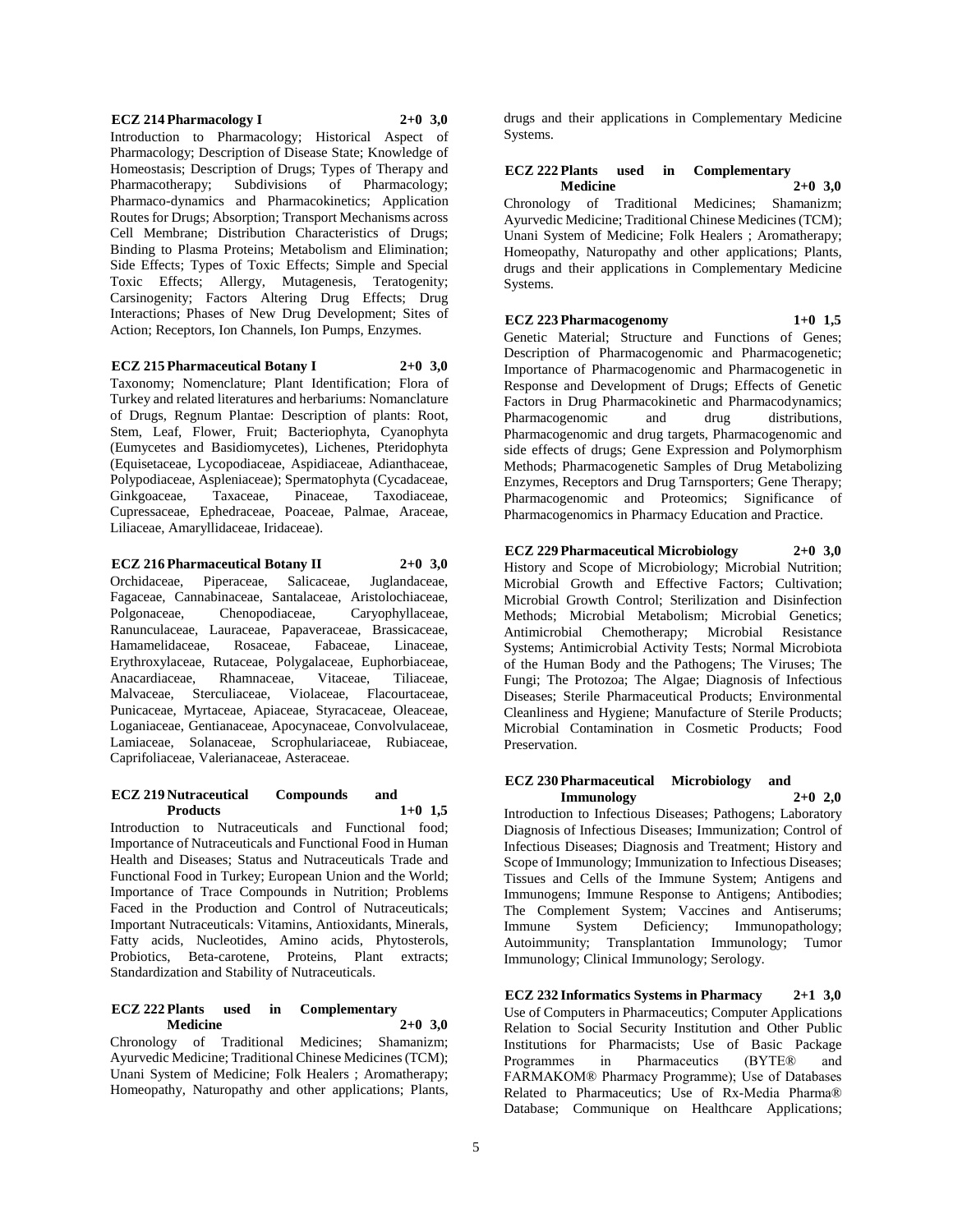**ECZ 214 Pharmacology I 2+0 3,0**

Introduction to Pharmacology; Historical Aspect of Pharmacology; Description of Disease State; Knowledge of Homeostasis; Description of Drugs; Types of Therapy and Pharmacotherapy; Subdivisions of Pharmacology; Pharmaco-dynamics and Pharmacokinetics; Application Routes for Drugs; Absorption; Transport Mechanisms across Cell Membrane; Distribution Characteristics of Drugs; Binding to Plasma Proteins; Metabolism and Elimination; Side Effects; Types of Toxic Effects; Simple and Special Toxic Effects; Allergy, Mutagenesis, Teratogenity; Carsinogenity; Factors Altering Drug Effects; Drug Interactions; Phases of New Drug Development; Sites of Action; Receptors, Ion Channels, Ion Pumps, Enzymes.

**ECZ 215 Pharmaceutical Botany I 2+0 3,0**

Taxonomy; Nomenclature; Plant Identification; Flora of Turkey and related literatures and herbariums: Nomanclature of Drugs, Regnum Plantae: Description of plants: Root, Stem, Leaf, Flower, Fruit; Bacteriophyta, Cyanophyta (Eumycetes and Basidiomycetes), Lichenes, Pteridophyta (Equisetaceae, Lycopodiaceae, Aspidiaceae, Adianthaceae, Polypodiaceae, Aspleniaceae); Spermatophyta (Cycadaceae, Ginkgoaceae, Taxaceae, Pinaceae, Taxodiaceae, Cupressaceae, Ephedraceae, Poaceae, Palmae, Araceae, Liliaceae, Amaryllidaceae, Iridaceae).

**ECZ 216 Pharmaceutical Botany II 2+0 3,0**

Orchidaceae, Piperaceae, Salicaceae, Juglandaceae, Fagaceae, Cannabinaceae, Santalaceae, Aristolochiaceae, Polgonaceae, Chenopodiaceae, Caryophyllaceae, Ranunculaceae, Lauraceae, Papaveraceae, Brassicaceae, Hamamelidaceae, Rosaceae, Fabaceae, Linaceae, Erythroxylaceae, Rutaceae, Polygalaceae, Euphorbiaceae, Anacardiaceae, Rhamnaceae, Vitaceae, Tiliaceae, Malvaceae, Sterculiaceae, Violaceae, Flacourtaceae, Punicaceae, Myrtaceae, Apiaceae, Styracaceae, Oleaceae, Loganiaceae, Gentianaceae, Apocynaceae, Convolvulaceae, Lamiaceae, Solanaceae, Scrophulariaceae, Rubiaceae, Caprifoliaceae, Valerianaceae, Asteraceae.

**ECZ 219 Nutraceutical Compounds and Products 1+0 1,5**

Introduction to Nutraceuticals and Functional food; Importance of Nutraceuticals and Functional Food in Human Health and Diseases; Status and Nutraceuticals Trade and Functional Food in Turkey; European Union and the World; Importance of Trace Compounds in Nutrition; Problems Faced in the Production and Control of Nutraceuticals; Important Nutraceuticals: Vitamins, Antioxidants, Minerals, Fatty acids, Nucleotides, Amino acids, Phytosterols, Probiotics, Beta-carotene, Proteins, Plant extracts; Standardization and Stability of Nutraceuticals.

**ECZ 222 Plants used in Complementary Medicine 2+0 3,0**

Chronology of Traditional Medicines; Shamanizm; Ayurvedic Medicine; Traditional Chinese Medicines (TCM); Unani System of Medicine; Folk Healers ; Aromatherapy; Homeopathy, Naturopathy and other applications; Plants, drugs and their applications in Complementary Medicine Systems.

**ECZ 222 Plants used in Complementary Medicine 2+0 3,0**

Chronology of Traditional Medicines; Shamanizm; Ayurvedic Medicine; Traditional Chinese Medicines (TCM); Unani System of Medicine; Folk Healers ; Aromatherapy; Homeopathy, Naturopathy and other applications; Plants, drugs and their applications in Complementary Medicine Systems.

**ECZ 223 Pharmacogenomy 1+0 1,5**

Genetic Material; Structure and Functions of Genes; Description of Pharmacogenomic and Pharmacogenetic; Importance of Pharmacogenomic and Pharmacogenetic in Response and Development of Drugs; Effects of Genetic Factors in Drug Pharmacokinetic and Pharmacodynamics; Pharmacogenomic and drug distributions, Pharmacogenomic and drug targets, Pharmacogenomic and side effects of drugs; Gene Expression and Polymorphism Methods; Pharmacogenetic Samples of Drug Metabolizing Enzymes, Receptors and Drug Tarnsporters; Gene Therapy; Pharmacogenomic and Proteomics; Significance of Pharmacogenomics in Pharmacy Education and Practice.

**ECZ 229 Pharmaceutical Microbiology 2+0 3,0**

History and Scope of Microbiology; Microbial Nutrition; Microbial Growth and Effective Factors; Cultivation; Microbial Growth Control; Sterilization and Disinfection Methods; Microbial Metabolism; Microbial Genetics; Antimicrobial Chemotherapy; Microbial Resistance Systems; Antimicrobial Activity Tests; Normal Microbiota of the Human Body and the Pathogens; The Viruses; The Fungi; The Protozoa; The Algae; Diagnosis of Infectious Diseases; Sterile Pharmaceutical Products; Environmental Cleanliness and Hygiene; Manufacture of Sterile Products; Microbial Contamination in Cosmetic Products; Food Preservation.

**ECZ 230 Pharmaceutical Microbiology and Immunology 2+0 2,0**

Introduction to Infectious Diseases; Pathogens; Laboratory Diagnosis of Infectious Diseases; Immunization; Control of Infectious Diseases; Diagnosis and Treatment; History and Scope of Immunology; Immunization to Infectious Diseases; Tissues and Cells of the Immune System; Antigens and Immunogens; Immune Response to Antigens; Antibodies; The Complement System; Vaccines and Antiserums; Immune System Deficiency; Immunopathology; Autoimmunity; Transplantation Immunology; Tumor Immunology; Clinical Immunology; Serology.

**ECZ 232 Informatics Systems in Pharmacy 2+1 3,0**

Use of Computers in Pharmaceutics; Computer Applications Relation to Social Security Institution and Other Public Institutions for Pharmacists; Use of Basic Package Programmes in Pharmaceutics (BYTE® and FARMAKOM® Pharmacy Programme); Use of Databases Related to Pharmaceutics; Use of Rx-Media Pharma® Database; Communique on Healthcare Applications;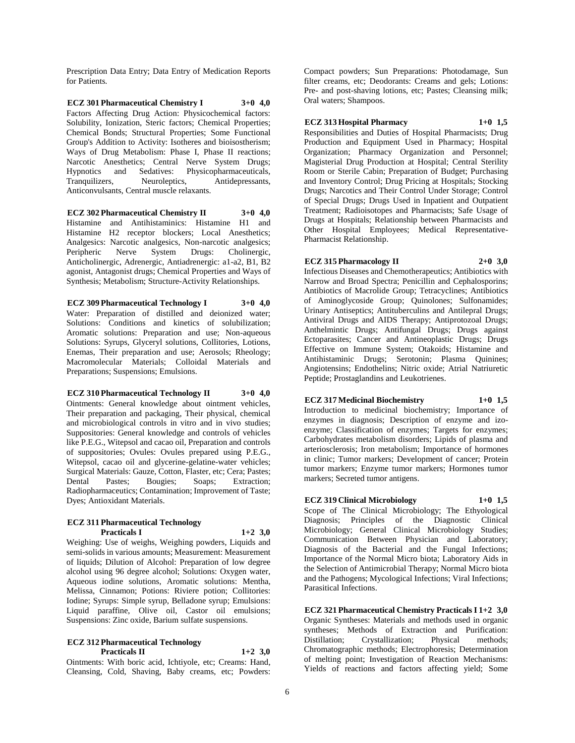Prescription Data Entry; Data Entry of Medication Reports for Patients.

**ECZ 301 Pharmaceutical Chemistry I 3+0 4,0**

Factors Affecting Drug Action: Physicochemical factors: Solubility, Ionization, Steric factors; Chemical Properties; Chemical Bonds; Structural Properties; Some Functional Group's Addition to Activity: Isotheres and bioisostherism; Ways of Drug Metabolism: Phase I, Phase II reactions; Narcotic Anesthetics; Central Nerve System Drugs; Hypnotics and Sedatives: Physicopharmaceuticals, Tranquilizers, Neuroleptics, Antidepressants, Anticonvulsants, Central muscle relaxants.

**ECZ 302 Pharmaceutical Chemistry II 3+0 4,0**

Histamine and Antihistaminics: Histamine H1 and Histamine H2 receptor blockers; Local Anesthetics; Analgesics: Narcotic analgesics, Non-narcotic analgesics; Peripheric Nerve System Drugs: Cholinergic, Anticholinergic, Adrenergic, Antiadrenergic: a1-a2, B1, B2 agonist, Antagonist drugs; Chemical Properties and Ways of Synthesis; Metabolism; Structure-Activity Relationships.

**ECZ 309 Pharmaceutical Technology I 3+0 4,0**

Water: Preparation of distilled and deionized water; Solutions: Conditions and kinetics of solubilization; Aromatic solutions: Preparation and use; Non-aqueous Solutions: Syrups, Glyceryl solutions, Collitories, Lotions, Enemas, Their preparation and use; Aerosols; Rheology; Macromolecular Materials; Colloidal Materials and Preparations; Suspensions; Emulsions.

**ECZ 310 Pharmaceutical Technology II 3+0 4,0**

Ointments: General knowledge about ointment vehicles, Their preparation and packaging, Their physical, chemical and microbiological controls in vitro and in vivo studies; Suppositories: General knowledge and controls of vehicles like P.E.G., Witepsol and cacao oil, Preparation and controls of suppositories; Ovules: Ovules prepared using P.E.G., Witepsol, cacao oil and glycerine-gelatine-water vehicles; Surgical Materials: Gauze, Cotton, Flaster, etc; Cera; Pastes; Dental Pastes; Bougies; Soaps; Extraction; Radiopharmaceutics; Contamination; Improvement of Taste; Dyes; Antioxidant Materials.

**ECZ 311 Pharmaceutical Technology Practicals I 1+2 3,0**

Weighing: Use of weighs, Weighing powders, Liquids and semi-solids in various amounts; Measurement: Measurement of liquids; Dilution of Alcohol: Preparation of low degree alcohol using 96 degree alcohol; Solutions: Oxygen water, Aqueous iodine solutions, Aromatic solutions: Mentha, Melissa, Cinnamon; Potions: Riviere potion; Collitories: Iodine; Syrups: Simple syrup, Belladone syrup; Emulsions: Liquid paraffine, Olive oil, Castor oil emulsions; Suspensions: Zinc oxide, Barium sulfate suspensions.

**ECZ 312 Pharmaceutical Technology Practicals II 1+2 3,0**

Ointments: With boric acid, Ichtiyole, etc; Creams: Hand, Cleansing, Cold, Shaving, Baby creams, etc; Powders: Compact powders; Sun Preparations: Photodamage, Sun filter creams, etc; Deodorants: Creams and gels; Lotions: Pre- and post-shaving lotions, etc; Pastes; Cleansing milk; Oral waters; Shampoos.

**ECZ 313 Hospital Pharmacy 1+0 1,5**

Responsibilities and Duties of Hospital Pharmacists; Drug Production and Equipment Used in Pharmacy; Hospital Organization; Pharmacy Organization and Personnel; Magisterial Drug Production at Hospital; Central Sterility Room or Sterile Cabin; Preparation of Budget; Purchasing and Inventory Control; Drug Pricing at Hospitals; Stocking Drugs; Narcotics and Their Control Under Storage; Control of Special Drugs; Drugs Used in Inpatient and Outpatient Treatment; Radioisotopes and Pharmacists; Safe Usage of Drugs at Hospitals; Relationship between Pharmacists and Other Hospital Employees; Medical Representative-Pharmacist Relationship.

**ECZ 315 Pharmacology II 2+0 3,0**

Infectious Diseases and Chemotherapeutics; Antibiotics with Narrow and Broad Spectra; Penicillin and Cephalosporins; Antibiotics of Macrolide Group; Tetracyclines; Antibiotics of Aminoglycoside Group; Quinolones; Sulfonamides; Urinary Antiseptics; Antituberculins and Antilepral Drugs; Antiviral Drugs and AIDS Therapy; Antiprotozoal Drugs; Anthelmintic Drugs; Antifungal Drugs; Drugs against Ectoparasites; Cancer and Antineoplastic Drugs; Drugs Effective on Immune System; Otakoids; Histamine and Antihistaminic Drugs; Serotonin; Plasma Quinines; Angiotensins; Endothelins; Nitric oxide; Atrial Natriuretic Peptide; Prostaglandins and Leukotrienes.

**ECZ 317 Medicinal Biochemistry 1+0 1,5**

Introduction to medicinal biochemistry; Importance of enzymes in diagnosis; Description of enzyme and izo-enzyme; Classification of enzymes; Targets for enzymes; Carbohydrates metabolism disorders; Lipids of plasma and arteriosclerosis; Iron metabolism; Importance of hormones in clinic; Tumor markers; Development of cancer; Protein tumor markers; Enzyme tumor markers; Hormones tumor markers; Secreted tumor antigens.

**ECZ 319 Clinical Microbiology 1+0 1,5**

Scope of The Clinical Microbiology; The Ethyological Diagnosis; Principles of the Diagnostic Clinical Microbiology; General Clinical Microbiology Studies; Communication Between Physician and Laboratory; Diagnosis of the Bacterial and the Fungal Infections; Importance of the Normal Micro biota; Laboratory Aids in the Selection of Antimicrobial Therapy; Normal Micro biota and the Pathogens; Mycological Infections; Viral Infections; Parasitical Infections.

**ECZ 321 Pharmaceutical Chemistry Practicals I 1+2 3,0**

Organic Syntheses: Materials and methods used in organic syntheses; Methods of Extraction and Purification: Distillation; Crystallization; Physical methods; Chromatographic methods; Electrophoresis; Determination of melting point; Investigation of Reaction Mechanisms: Yields of reactions and factors affecting yield; Some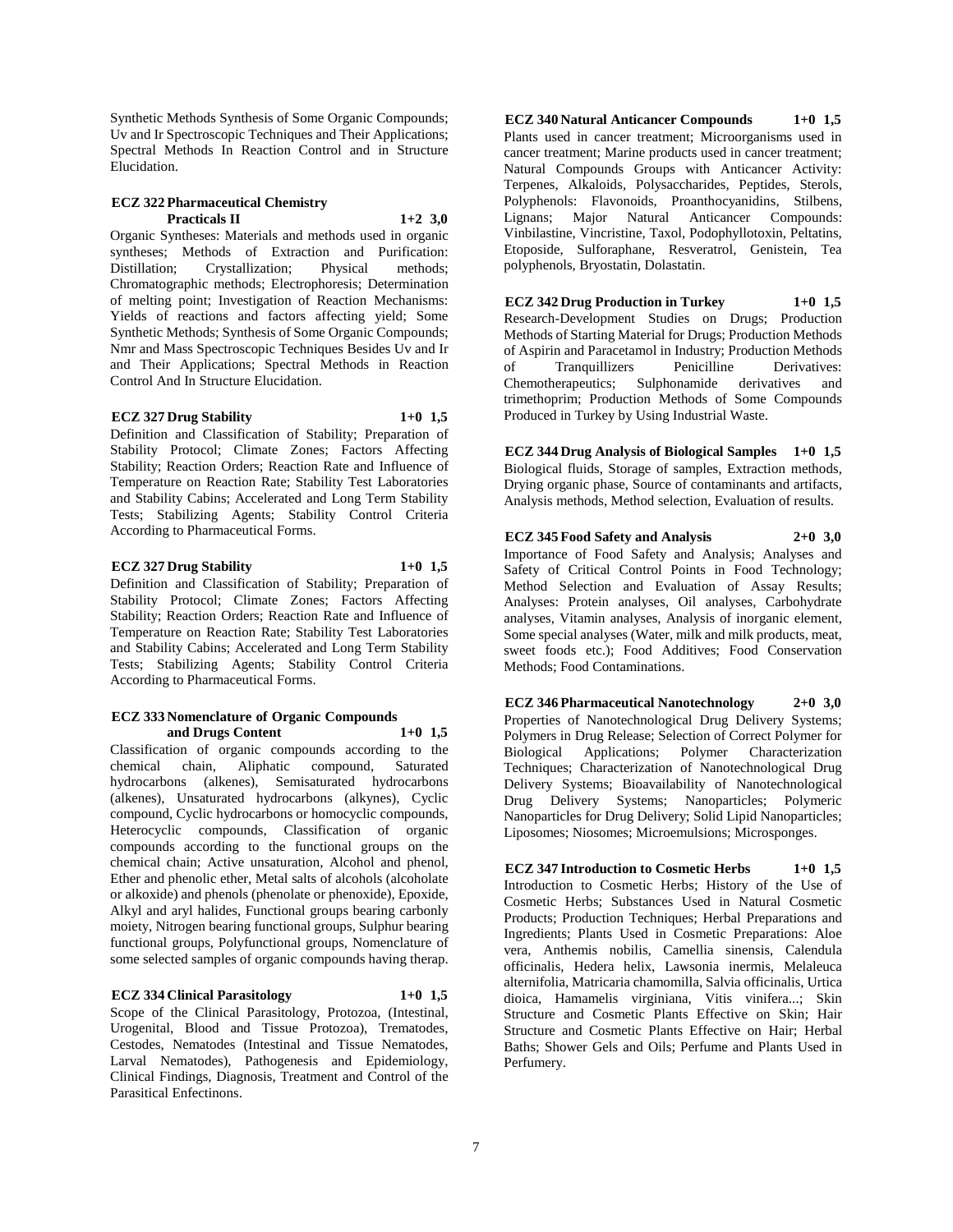Synthetic Methods Synthesis of Some Organic Compounds; Uv and Ir Spectroscopic Techniques and Their Applications; Spectral Methods In Reaction Control and in Structure Elucidation.

**ECZ 322 Pharmaceutical Chemistry Practicals II 1+2 3,0**

Organic Syntheses: Materials and methods used in organic syntheses; Methods of Extraction and Purification: Distillation; Crystallization; Physical methods; Chromatographic methods; Electrophoresis; Determination of melting point; Investigation of Reaction Mechanisms: Yields of reactions and factors affecting yield; Some Synthetic Methods; Synthesis of Some Organic Compounds; Nmr and Mass Spectroscopic Techniques Besides Uv and Ir and Their Applications; Spectral Methods in Reaction Control And In Structure Elucidation.

**ECZ 327 Drug Stability 1+0 1,5**

Definition and Classification of Stability; Preparation of Stability Protocol; Climate Zones; Factors Affecting Stability; Reaction Orders; Reaction Rate and Influence of Temperature on Reaction Rate; Stability Test Laboratories and Stability Cabins; Accelerated and Long Term Stability Tests; Stabilizing Agents; Stability Control Criteria According to Pharmaceutical Forms.

**ECZ 327 Drug Stability 1+0 1,5**

Definition and Classification of Stability; Preparation of Stability Protocol; Climate Zones; Factors Affecting Stability; Reaction Orders; Reaction Rate and Influence of Temperature on Reaction Rate; Stability Test Laboratories and Stability Cabins; Accelerated and Long Term Stability Tests; Stabilizing Agents; Stability Control Criteria According to Pharmaceutical Forms.

**ECZ 333 Nomenclature of Organic Compounds and Drugs Content 1+0 1,5**

Classification of organic compounds according to the chemical chain, Aliphatic compound, Saturated hydrocarbons (alkenes), Semisaturated hydrocarbons (alkenes), Unsaturated hydrocarbons (alkynes), Cyclic compound, Cyclic hydrocarbons or homocyclic compounds, Heterocyclic compounds, Classification of organic compounds according to the functional groups on the chemical chain; Active unsaturation, Alcohol and phenol, Ether and phenolic ether, Metal salts of alcohols (alcoholate or alkoxide) and phenols (phenolate or phenoxide), Epoxide, Alkyl and aryl halides, Functional groups bearing carbonly moiety, Nitrogen bearing functional groups, Sulphur bearing functional groups, Polyfunctional groups, Nomenclature of some selected samples of organic compounds having therap.

**ECZ 334 Clinical Parasitology 1+0 1,5**

Scope of the Clinical Parasitology, Protozoa, (Intestinal, Urogenital, Blood and Tissue Protozoa), Trematodes, Cestodes, Nematodes (Intestinal and Tissue Nematodes, Larval Nematodes), Pathogenesis and Epidemiology, Clinical Findings, Diagnosis, Treatment and Control of the Parasitical Enfectinons.

**ECZ 340 Natural Anticancer Compounds 1+0 1,5**

Plants used in cancer treatment; Microorganisms used in cancer treatment; Marine products used in cancer treatment; Natural Compounds Groups with Anticancer Activity: Terpenes, Alkaloids, Polysaccharides, Peptides, Sterols, Polyphenols: Flavonoids, Proanthocyanidins, Stilbens, Lignans; Major Natural Anticancer Compounds: Vinbilastine, Vincristine, Taxol, Podophyllotoxin, Peltatins, Etoposide, Sulforaphane, Resveratrol, Genistein, Tea polyphenols, Bryostatin, Dolastatin.

**ECZ 342 Drug Production in Turkey 1+0 1,5**

Research-Development Studies on Drugs; Production Methods of Starting Material for Drugs; Production Methods of Aspirin and Paracetamol in Industry; Production Methods of Tranquillizers Penicilline Derivatives: Chemotherapeutics; Sulphonamide derivatives and trimethoprim; Production Methods of Some Compounds Produced in Turkey by Using Industrial Waste.

**ECZ 344 Drug Analysis of Biological Samples 1+0 1,5**

Biological fluids, Storage of samples, Extraction methods, Drying organic phase, Source of contaminants and artifacts, Analysis methods, Method selection, Evaluation of results.

**ECZ 345 Food Safety and Analysis 2+0 3,0**

Importance of Food Safety and Analysis; Analyses and Safety of Critical Control Points in Food Technology; Method Selection and Evaluation of Assay Results; Analyses: Protein analyses, Oil analyses, Carbohydrate analyses, Vitamin analyses, Analysis of inorganic element, Some special analyses (Water, milk and milk products, meat, sweet foods etc.); Food Additives; Food Conservation Methods; Food Contaminations.

**ECZ 346 Pharmaceutical Nanotechnology 2+0 3,0**

Properties of Nanotechnological Drug Delivery Systems; Polymers in Drug Release; Selection of Correct Polymer for Biological Applications; Polymer Characterization Techniques; Characterization of Nanotechnological Drug Delivery Systems; Bioavailability of Nanotechnological Drug Delivery Systems; Nanoparticles; Polymeric Nanoparticles for Drug Delivery; Solid Lipid Nanoparticles; Liposomes; Niosomes; Microemulsions; Microsponges.

**ECZ 347 Introduction to Cosmetic Herbs 1+0 1,5**

Introduction to Cosmetic Herbs; History of the Use of Cosmetic Herbs; Substances Used in Natural Cosmetic Products; Production Techniques; Herbal Preparations and Ingredients; Plants Used in Cosmetic Preparations: Aloe vera, Anthemis nobilis, Camellia sinensis, Calendula officinalis, Hedera helix, Lawsonia inermis, Melaleuca alternifolia, Matricaria chamomilla, Salvia officinalis, Urtica dioica, Hamamelis virginiana, Vitis vinifera...; Skin Structure and Cosmetic Plants Effective on Skin; Hair Structure and Cosmetic Plants Effective on Hair; Herbal Baths; Shower Gels and Oils; Perfume and Plants Used in Perfumery.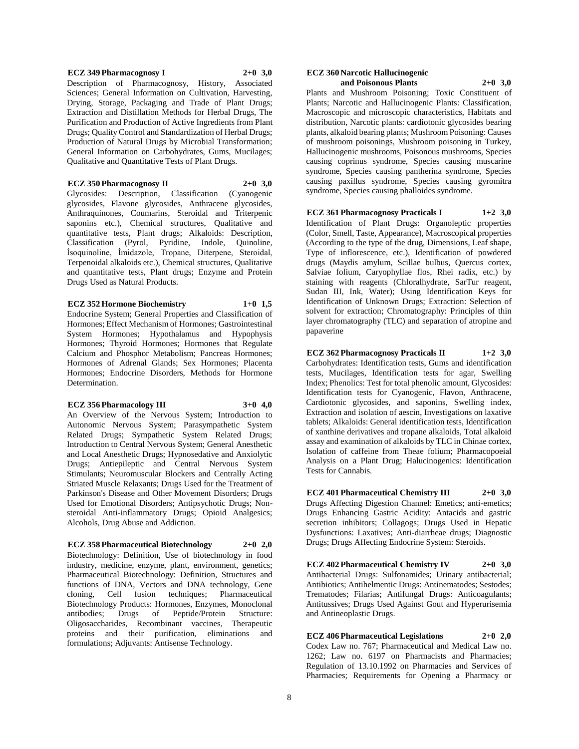**ECZ 349 Pharmacognosy I** **2+0 3,0**
Description of Pharmacognosy, History, Associated Sciences; General Information on Cultivation, Harvesting, Drying, Storage, Packaging and Trade of Plant Drugs; Extraction and Distillation Methods for Herbal Drugs, The Purification and Production of Active Ingredients from Plant Drugs; Quality Control and Standardization of Herbal Drugs; Production of Natural Drugs by Microbial Transformation; General Information on Carbohydrates, Gums, Mucilages; Qualitative and Quantitative Tests of Plant Drugs.

**ECZ 350 Pharmacognosy II** **2+0 3,0**
Glycosides: Description, Classification (Cyanogenic glycosides, Flavone glycosides, Anthracene glycosides, Anthraquinones, Coumarins, Steroidal and Triterpenic saponins etc.), Chemical structures, Qualitative and quantitative tests, Plant drugs; Alkaloids: Description, Classification (Pyrol, Pyridine, Indole, Quinoline, İsoquinoline, İmidazole, Tropane, Diterpene, Steroidal, Terpenoidal alkaloids etc.), Chemical structures, Qualitative and quantitative tests, Plant drugs; Enzyme and Protein Drugs Used as Natural Products.

**ECZ 352 Hormone Biochemistry** **1+0 1,5**
Endocrine System; General Properties and Classification of Hormones; Effect Mechanism of Hormones; Gastrointestinal System Hormones; Hypothalamus and Hypophysis Hormones; Thyroid Hormones; Hormones that Regulate Calcium and Phosphor Metabolism; Pancreas Hormones; Hormones of Adrenal Glands; Sex Hormones; Placenta Hormones; Endocrine Disorders, Methods for Hormone Determination.

**ECZ 356 Pharmacology III** **3+0 4,0**
An Overview of the Nervous System; Introduction to Autonomic Nervous System; Parasympathetic System Related Drugs; Sympathetic System Related Drugs; Introduction to Central Nervous System; General Anesthetic and Local Anesthetic Drugs; Hypnosedative and Anxiolytic Drugs; Antiepileptic and Central Nervous System Stimulants; Neuromuscular Blockers and Centrally Acting Striated Muscle Relaxants; Drugs Used for the Treatment of Parkinson's Disease and Other Movement Disorders; Drugs Used for Emotional Disorders; Antipsychotic Drugs; Non-steroidal Anti-inflammatory Drugs; Opioid Analgesics; Alcohols, Drug Abuse and Addiction.

**ECZ 358 Pharmaceutical Biotechnology** **2+0 2,0**
Biotechnology: Definition, Use of biotechnology in food industry, medicine, enzyme, plant, environment, genetics; Pharmaceutical Biotechnology: Definition, Structures and functions of DNA, Vectors and DNA technology, Gene cloning, Cell fusion techniques; Pharmaceutical Biotechnology Products: Hormones, Enzymes, Monoclonal antibodies; Drugs of Peptide/Protein Structure: Oligosaccharides, Recombinant vaccines, Therapeutic proteins and their purification, eliminations and formulations; Adjuvants: Antisense Technology.

**ECZ 360 Narcotic Hallucinogenic and Poisonous Plants** **2+0 3,0**
Plants and Mushroom Poisoning; Toxic Constituent of Plants; Narcotic and Hallucinogenic Plants: Classification, Macroscopic and microscopic characteristics, Habitats and distribution, Narcotic plants: cardiotonic glycosides bearing plants, alkaloid bearing plants; Mushroom Poisoning: Causes of mushroom poisonings, Mushroom poisoning in Turkey, Hallucinogenic mushrooms, Poisonous mushrooms, Species causing coprinus syndrome, Species causing muscarine syndrome, Species causing pantherina syndrome, Species causing paxillus syndrome, Species causing gyromitra syndrome, Species causing phalloides syndrome.

**ECZ 361 Pharmacognosy Practicals I** **1+2 3,0**
Identification of Plant Drugs: Organoleptic properties (Color, Smell, Taste, Appearance), Macroscopical properties (According to the type of the drug, Dimensions, Leaf shape, Type of inflorescence, etc.), Identification of powdered drugs (Maydis amylum, Scillae bulbus, Quercus cortex, Salviae folium, Caryophyllae flos, Rhei radix, etc.) by staining with reagents (Chloralhydrate, SarTur reagent, Sudan III, Ink, Water); Using Identification Keys for Identification of Unknown Drugs; Extraction: Selection of solvent for extraction; Chromatography: Principles of thin layer chromatography (TLC) and separation of atropine and papaverine

**ECZ 362 Pharmacognosy Practicals II** **1+2 3,0**
Carbohydrates: Identification tests, Gums and identification tests, Mucilages, Identification tests for agar, Swelling Index; Phenolics: Test for total phenolic amount, Glycosides: Identification tests for Cyanogenic, Flavon, Anthracene, Cardiotonic glycosides, and saponins, Swelling index, Extraction and isolation of aescin, Investigations on laxative tablets; Alkaloids: General identification tests, Identification of xanthine derivatives and tropane alkaloids, Total alkaloid assay and examination of alkaloids by TLC in Chinae cortex, Isolation of caffeine from Theae folium; Pharmacopoeial Analysis on a Plant Drug; Halucinogenics: Identification Tests for Cannabis.

**ECZ 401 Pharmaceutical Chemistry III** **2+0 3,0**
Drugs Affecting Digestion Channel: Emetics; anti-emetics; Drugs Enhancing Gastric Acidity: Antacids and gastric secretion inhibitors; Collagogs; Drugs Used in Hepatic Dysfunctions: Laxatives; Anti-diarrheae drugs; Diagnostic Drugs; Drugs Affecting Endocrine System: Steroids.

**ECZ 402 Pharmaceutical Chemistry IV** **2+0 3,0**
Antibacterial Drugs: Sulfonamides; Urinary antibacterial; Antibiotics; Antihelmentic Drugs: Antinematodes; Sestodes; Trematodes; Filarias; Antifungal Drugs: Anticoagulants; Antitussives; Drugs Used Against Gout and Hyperurisemia and Antineoplastic Drugs.

**ECZ 406 Pharmaceutical Legislations** **2+0 2,0**
Codex Law no. 767; Pharmaceutical and Medical Law no. 1262; Law no. 6197 on Pharmacists and Pharmacies; Regulation of 13.10.1992 on Pharmacies and Services of Pharmacies; Requirements for Opening a Pharmacy or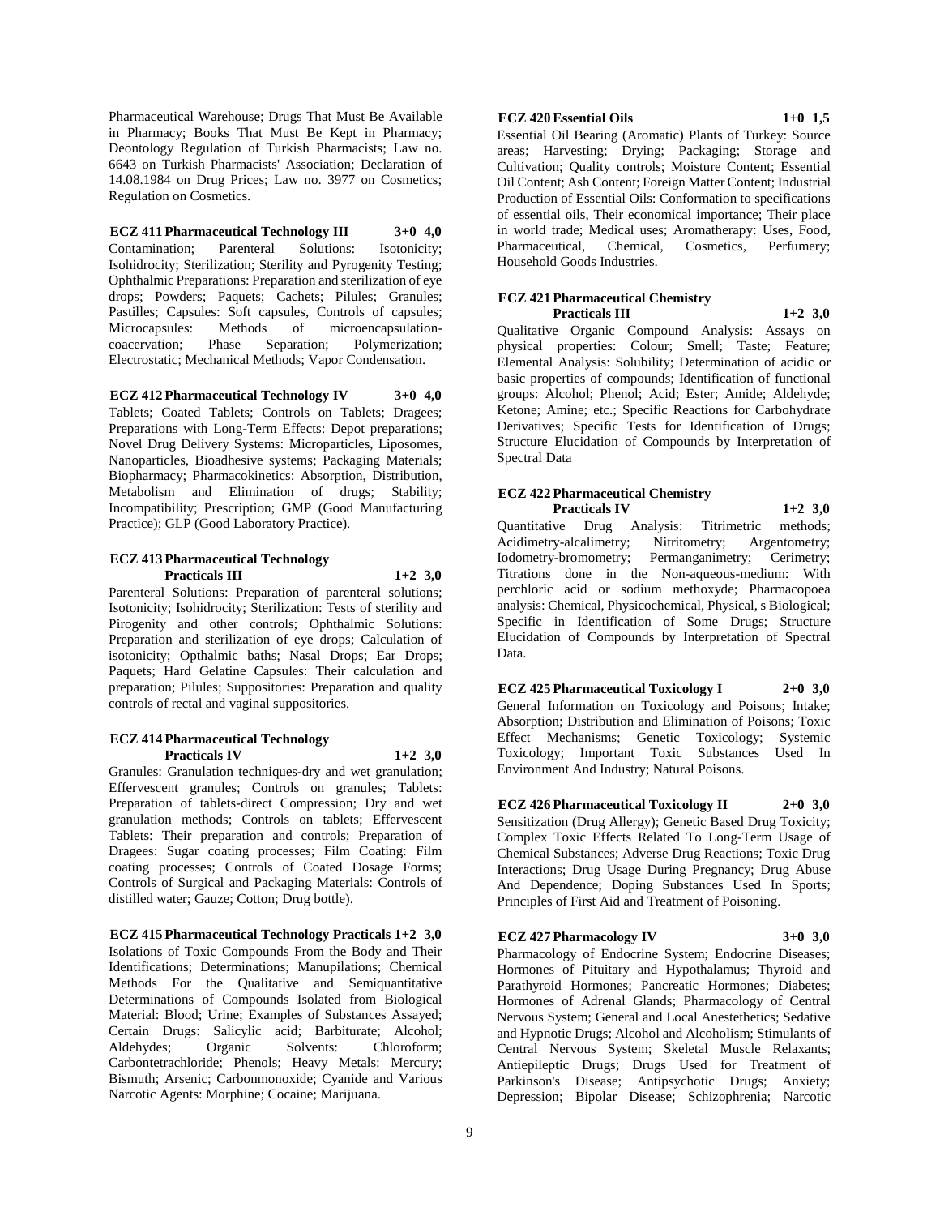Pharmaceutical Warehouse; Drugs That Must Be Available in Pharmacy; Books That Must Be Kept in Pharmacy; Deontology Regulation of Turkish Pharmacists; Law no. 6643 on Turkish Pharmacists' Association; Declaration of 14.08.1984 on Drug Prices; Law no. 3977 on Cosmetics; Regulation on Cosmetics.

**ECZ 411 Pharmaceutical Technology III 3+0 4,0**
Contamination; Parenteral Solutions: Isotonicity; Isohidrocity; Sterilization; Sterility and Pyrogenity Testing; Ophthalmic Preparations: Preparation and sterilization of eye drops; Powders; Paquets; Cachets; Pilules; Granules; Pastilles; Capsules: Soft capsules, Controls of capsules; Microcapsules: Methods of microencapsulation-coacervation; Phase Separation; Polymerization; Electrostatic; Mechanical Methods; Vapor Condensation.

**ECZ 412 Pharmaceutical Technology IV 3+0 4,0**
Tablets; Coated Tablets; Controls on Tablets; Dragees; Preparations with Long-Term Effects: Depot preparations; Novel Drug Delivery Systems: Microparticles, Liposomes, Nanoparticles, Bioadhesive systems; Packaging Materials; Biopharmacy; Pharmacokinetics: Absorption, Distribution, Metabolism and Elimination of drugs; Stability; Incompatibility; Prescription; GMP (Good Manufacturing Practice); GLP (Good Laboratory Practice).

**ECZ 413 Pharmaceutical Technology Practicals III 1+2 3,0**
Parenteral Solutions: Preparation of parenteral solutions; Isotonicity; Isohidrocity; Sterilization: Tests of sterility and Pirogenity and other controls; Ophthalmic Solutions: Preparation and sterilization of eye drops; Calculation of isotonicity; Opthalmic baths; Nasal Drops; Ear Drops; Paquets; Hard Gelatine Capsules: Their calculation and preparation; Pilules; Suppositories: Preparation and quality controls of rectal and vaginal suppositories.

**ECZ 414 Pharmaceutical Technology Practicals IV 1+2 3,0**
Granules: Granulation techniques-dry and wet granulation; Effervescent granules; Controls on granules; Tablets: Preparation of tablets-direct Compression; Dry and wet granulation methods; Controls on tablets; Effervescent Tablets: Their preparation and controls; Preparation of Dragees: Sugar coating processes; Film Coating: Film coating processes; Controls of Coated Dosage Forms; Controls of Surgical and Packaging Materials: Controls of distilled water; Gauze; Cotton; Drug bottle).

**ECZ 415 Pharmaceutical Technology Practicals 1+2 3,0**
Isolations of Toxic Compounds From the Body and Their Identifications; Determinations; Manupilations; Chemical Methods For the Qualitative and Semiquantitative Determinations of Compounds Isolated from Biological Material: Blood; Urine; Examples of Substances Assayed; Certain Drugs: Salicylic acid; Barbiturate; Alcohol; Aldehydes; Organic Solvents: Chloroform; Carbontetrachloride; Phenols; Heavy Metals: Mercury; Bismuth; Arsenic; Carbonmonoxide; Cyanide and Various Narcotic Agents: Morphine; Cocaine; Marijuana.

**ECZ 420 Essential Oils 1+0 1,5**
Essential Oil Bearing (Aromatic) Plants of Turkey: Source areas; Harvesting; Drying; Packaging; Storage and Cultivation; Quality controls; Moisture Content; Essential Oil Content; Ash Content; Foreign Matter Content; Industrial Production of Essential Oils: Conformation to specifications of essential oils, Their economical importance; Their place in world trade; Medical uses; Aromatherapy: Uses, Food, Pharmaceutical, Chemical, Cosmetics, Perfumery; Household Goods Industries.

**ECZ 421 Pharmaceutical Chemistry Practicals III 1+2 3,0**
Qualitative Organic Compound Analysis: Assays on physical properties: Colour; Smell; Taste; Feature; Elemental Analysis: Solubility; Determination of acidic or basic properties of compounds; Identification of functional groups: Alcohol; Phenol; Acid; Ester; Amide; Aldehyde; Ketone; Amine; etc.; Specific Reactions for Carbohydrate Derivatives; Specific Tests for Identification of Drugs; Structure Elucidation of Compounds by Interpretation of Spectral Data

**ECZ 422 Pharmaceutical Chemistry Practicals IV 1+2 3,0**
Quantitative Drug Analysis: Titrimetric methods; Acidimetry-alcalimetry; Nitritometry; Argentometry; Iodometry-bromometry; Permanganimetry; Cerimetry; Titrations done in the Non-aqueous-medium: With perchloric acid or sodium methoxyde; Pharmacopoea analysis: Chemical, Physicochemical, Physical, s Biological; Specific in Identification of Some Drugs; Structure Elucidation of Compounds by Interpretation of Spectral Data.

**ECZ 425 Pharmaceutical Toxicology I 2+0 3,0**
General Information on Toxicology and Poisons; Intake; Absorption; Distribution and Elimination of Poisons; Toxic Effect Mechanisms; Genetic Toxicology; Systemic Toxicology; Important Toxic Substances Used In Environment And Industry; Natural Poisons.

**ECZ 426 Pharmaceutical Toxicology II 2+0 3,0**
Sensitization (Drug Allergy); Genetic Based Drug Toxicity; Complex Toxic Effects Related To Long-Term Usage of Chemical Substances; Adverse Drug Reactions; Toxic Drug Interactions; Drug Usage During Pregnancy; Drug Abuse And Dependence; Doping Substances Used In Sports; Principles of First Aid and Treatment of Poisoning.

**ECZ 427 Pharmacology IV 3+0 3,0**
Pharmacology of Endocrine System; Endocrine Diseases; Hormones of Pituitary and Hypothalamus; Thyroid and Parathyroid Hormones; Pancreatic Hormones; Diabetes; Hormones of Adrenal Glands; Pharmacology of Central Nervous System; General and Local Anestethetics; Sedative and Hypnotic Drugs; Alcohol and Alcoholism; Stimulants of Central Nervous System; Skeletal Muscle Relaxants; Antiepileptic Drugs; Drugs Used for Treatment of Parkinson's Disease; Antipsychotic Drugs; Anxiety; Depression; Bipolar Disease; Schizophrenia; Narcotic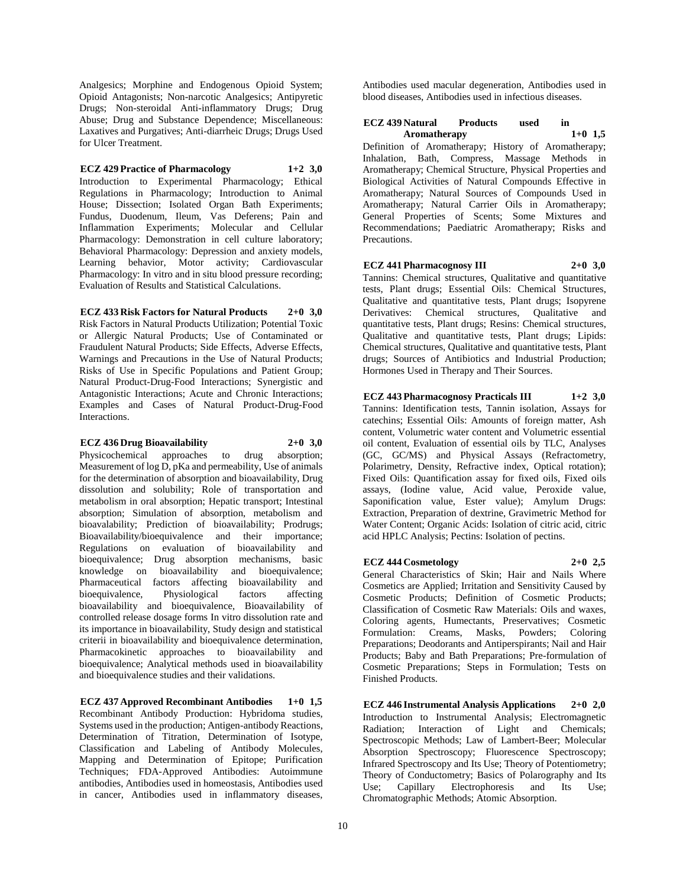Analgesics; Morphine and Endogenous Opioid System; Opioid Antagonists; Non-narcotic Analgesics; Antipyretic Drugs; Non-steroidal Anti-inflammatory Drugs; Drug Abuse; Drug and Substance Dependence; Miscellaneous: Laxatives and Purgatives; Anti-diarrheic Drugs; Drugs Used for Ulcer Treatment.

**ECZ 429 Practice of Pharmacology 1+2 3,0**

Introduction to Experimental Pharmacology; Ethical Regulations in Pharmacology; Introduction to Animal House; Dissection; Isolated Organ Bath Experiments; Fundus, Duodenum, Ileum, Vas Deferens; Pain and Inflammation Experiments; Molecular and Cellular Pharmacology: Demonstration in cell culture laboratory; Behavioral Pharmacology: Depression and anxiety models, Learning behavior, Motor activity; Cardiovascular Pharmacology: In vitro and in situ blood pressure recording; Evaluation of Results and Statistical Calculations.

**ECZ 433 Risk Factors for Natural Products 2+0 3,0**

Risk Factors in Natural Products Utilization; Potential Toxic or Allergic Natural Products; Use of Contaminated or Fraudulent Natural Products; Side Effects, Adverse Effects, Warnings and Precautions in the Use of Natural Products; Risks of Use in Specific Populations and Patient Group; Natural Product-Drug-Food Interactions; Synergistic and Antagonistic Interactions; Acute and Chronic Interactions; Examples and Cases of Natural Product-Drug-Food Interactions.

**ECZ 436 Drug Bioavailability 2+0 3,0**

Physicochemical approaches to drug absorption; Measurement of log D, pKa and permeability, Use of animals for the determination of absorption and bioavailability, Drug dissolution and solubility; Role of transportation and metabolism in oral absorption; Hepatic transport; Intestinal absorption; Simulation of absorption, metabolism and bioavalability; Prediction of bioavailability; Prodrugs; Bioavailability/bioequivalence and their importance; Regulations on evaluation of bioavailability and bioequivalence; Drug absorption mechanisms, basic knowledge on bioavailability and bioequivalence; Pharmaceutical factors affecting bioavailability and bioequivalence, Physiological factors affecting bioavailability and bioequivalence, Bioavailability of controlled release dosage forms In vitro dissolution rate and its importance in bioavailability, Study design and statistical criterii in bioavailability and bioequivalence determination, Pharmacokinetic approaches to bioavailability and bioequivalence; Analytical methods used in bioavailability and bioequivalence studies and their validations.

**ECZ 437 Approved Recombinant Antibodies 1+0 1,5**

Recombinant Antibody Production: Hybridoma studies, Systems used in the production; Antigen-antibody Reactions, Determination of Titration, Determination of Isotype, Classification and Labeling of Antibody Molecules, Mapping and Determination of Epitope; Purification Techniques; FDA-Approved Antibodies: Autoimmune antibodies, Antibodies used in homeostasis, Antibodies used in cancer, Antibodies used in inflammatory diseases, Antibodies used macular degeneration, Antibodies used in blood diseases, Antibodies used in infectious diseases.

**ECZ 439 Natural Products used in Aromatherapy 1+0 1,5**

Definition of Aromatherapy; History of Aromatherapy; Inhalation, Bath, Compress, Massage Methods in Aromatherapy; Chemical Structure, Physical Properties and Biological Activities of Natural Compounds Effective in Aromatherapy; Natural Sources of Compounds Used in Aromatherapy; Natural Carrier Oils in Aromatherapy; General Properties of Scents; Some Mixtures and Recommendations; Paediatric Aromatherapy; Risks and Precautions.

**ECZ 441 Pharmacognosy III 2+0 3,0**

Tannins: Chemical structures, Qualitative and quantitative tests, Plant drugs; Essential Oils: Chemical Structures, Qualitative and quantitative tests, Plant drugs; Isopyrene Derivatives: Chemical structures, Qualitative and quantitative tests, Plant drugs; Resins: Chemical structures, Qualitative and quantitative tests, Plant drugs; Lipids: Chemical structures, Qualitative and quantitative tests, Plant drugs; Sources of Antibiotics and Industrial Production; Hormones Used in Therapy and Their Sources.

**ECZ 443 Pharmacognosy Practicals III 1+2 3,0**

Tannins: Identification tests, Tannin isolation, Assays for catechins; Essential Oils: Amounts of foreign matter, Ash content, Volumetric water content and Volumetric essential oil content, Evaluation of essential oils by TLC, Analyses (GC, GC/MS) and Physical Assays (Refractometry, Polarimetry, Density, Refractive index, Optical rotation); Fixed Oils: Quantification assay for fixed oils, Fixed oils assays, (Iodine value, Acid value, Peroxide value, Saponification value, Ester value); Amylum Drugs: Extraction, Preparation of dextrine, Gravimetric Method for Water Content; Organic Acids: Isolation of citric acid, citric acid HPLC Analysis; Pectins: Isolation of pectins.

**ECZ 444 Cosmetology 2+0 2,5**

General Characteristics of Skin; Hair and Nails Where Cosmetics are Applied; Irritation and Sensitivity Caused by Cosmetic Products; Definition of Cosmetic Products; Classification of Cosmetic Raw Materials: Oils and waxes, Coloring agents, Humectants, Preservatives; Cosmetic Formulation: Creams, Masks, Powders; Coloring Preparations; Deodorants and Antiperspirants; Nail and Hair Products; Baby and Bath Preparations; Pre-formulation of Cosmetic Preparations; Steps in Formulation; Tests on Finished Products.

**ECZ 446 Instrumental Analysis Applications 2+0 2,0**

Introduction to Instrumental Analysis; Electromagnetic Radiation; Interaction of Light and Chemicals; Spectroscopic Methods; Law of Lambert-Beer; Molecular Absorption Spectroscopy; Fluorescence Spectroscopy; Infrared Spectroscopy and Its Use; Theory of Potentiometry; Theory of Conductometry; Basics of Polarography and Its Use; Capillary Electrophoresis and Its Use; Chromatographic Methods; Atomic Absorption.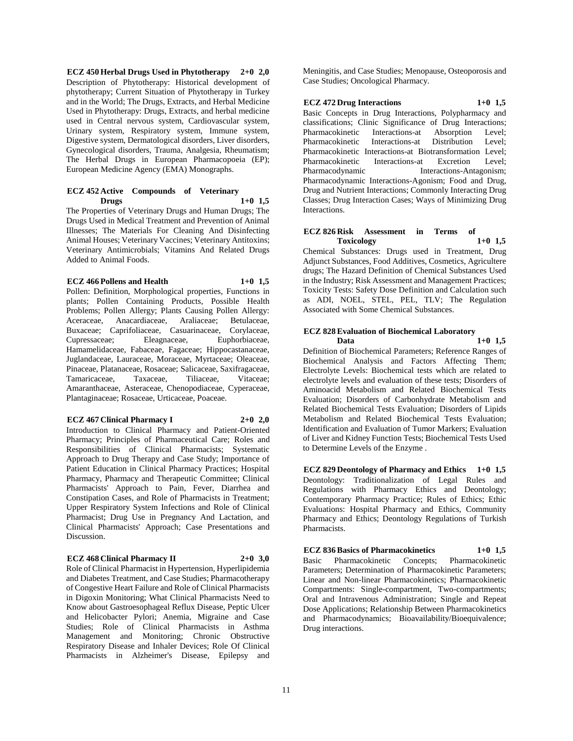**ECZ 450 Herbal Drugs Used in Phytotherapy 2+0 2,0**
Description of Phytotherapy: Historical development of phytotherapy; Current Situation of Phytotherapy in Turkey and in the World; The Drugs, Extracts, and Herbal Medicine Used in Phytotherapy: Drugs, Extracts, and herbal medicine used in Central nervous system, Cardiovascular system, Urinary system, Respiratory system, Immune system, Digestive system, Dermatological disorders, Liver disorders, Gynecological disorders, Trauma, Analgesia, Rheumatism; The Herbal Drugs in European Pharmacopoeia (EP); European Medicine Agency (EMA) Monographs.

**ECZ 452 Active Compounds of Veterinary Drugs 1+0 1,5**
The Properties of Veterinary Drugs and Human Drugs; The Drugs Used in Medical Treatment and Prevention of Animal Illnesses; The Materials For Cleaning And Disinfecting Animal Houses; Veterinary Vaccines; Veterinary Antitoxins; Veterinary Antimicrobials; Vitamins And Related Drugs Added to Animal Foods.

**ECZ 466 Pollens and Health 1+0 1,5**
Pollen: Definition, Morphological properties, Functions in plants; Pollen Containing Products, Possible Health Problems; Pollen Allergy; Plants Causing Pollen Allergy: Aceraceae, Anacardiaceae, Araliaceae; Betulaceae, Buxaceae; Caprifoliaceae, Casuarinaceae, Corylaceae, Cupressaceae; Eleagnaceae, Euphorbiaceae, Hamamelidaceae, Fabaceae, Fagaceae; Hippocastanaceae, Juglandaceae, Lauraceae, Moraceae, Myrtaceae; Oleaceae, Pinaceae, Platanaceae, Rosaceae; Salicaceae, Saxifragaceae, Tamaricaceae, Taxaceae, Tiliaceae, Vitaceae; Amaranthaceae, Asteraceae, Chenopodiaceae, Cyperaceae, Plantaginaceae; Rosaceae, Urticaceae, Poaceae.

**ECZ 467 Clinical Pharmacy I 2+0 2,0**
Introduction to Clinical Pharmacy and Patient-Oriented Pharmacy; Principles of Pharmaceutical Care; Roles and Responsibilities of Clinical Pharmacists; Systematic Approach to Drug Therapy and Case Study; Importance of Patient Education in Clinical Pharmacy Practices; Hospital Pharmacy, Pharmacy and Therapeutic Committee; Clinical Pharmacists' Approach to Pain, Fever, Diarrhea and Constipation Cases, and Role of Pharmacists in Treatment; Upper Respiratory System Infections and Role of Clinical Pharmacist; Drug Use in Pregnancy And Lactation, and Clinical Pharmacists' Approach; Case Presentations and Discussion.

**ECZ 468 Clinical Pharmacy II 2+0 3,0**
Role of Clinical Pharmacist in Hypertension, Hyperlipidemia and Diabetes Treatment, and Case Studies; Pharmacotherapy of Congestive Heart Failure and Role of Clinical Pharmacists in Digoxin Monitoring; What Clinical Pharmacists Need to Know about Gastroesophageal Reflux Disease, Peptic Ulcer and Helicobacter Pylori; Anemia, Migraine and Case Studies; Role of Clinical Pharmacists in Asthma Management and Monitoring; Chronic Obstructive Respiratory Disease and Inhaler Devices; Role Of Clinical Pharmacists in Alzheimer's Disease, Epilepsy and Meningitis, and Case Studies; Menopause, Osteoporosis and Case Studies; Oncological Pharmacy.

**ECZ 472 Drug Interactions 1+0 1,5**
Basic Concepts in Drug Interactions, Polypharmacy and classifications; Clinic Significance of Drug Interactions; Pharmacokinetic Interactions-at Absorption Level; Pharmacokinetic Interactions-at Distribution Level; Pharmacokinetic Interactions-at Biotransformation Level; Pharmacokinetic Interactions-at Excretion Level; Pharmacodynamic Interactions-Antagonism; Pharmacodynamic Interactions-Agonism; Food and Drug, Drug and Nutrient Interactions; Commonly Interacting Drug Classes; Drug Interaction Cases; Ways of Minimizing Drug Interactions.

**ECZ 826 Risk Assessment in Terms of Toxicology 1+0 1,5**
Chemical Substances: Drugs used in Treatment, Drug Adjunct Substances, Food Additives, Cosmetics, Agricultere drugs; The Hazard Definition of Chemical Substances Used in the Industry; Risk Assessment and Management Practices; Toxicity Tests: Safety Dose Definition and Calculation such as ADI, NOEL, STEL, PEL, TLV; The Regulation Associated with Some Chemical Substances.

**ECZ 828 Evaluation of Biochemical Laboratory Data 1+0 1,5**
Definition of Biochemical Parameters; Reference Ranges of Biochemical Analysis and Factors Affecting Them; Electrolyte Levels: Biochemical tests which are related to electrolyte levels and evaluation of these tests; Disorders of Aminoacid Metabolism and Related Biochemical Tests Evaluation; Disorders of Carbonhydrate Metabolism and Related Biochemical Tests Evaluation; Disorders of Lipids Metabolism and Related Biochemical Tests Evaluation; Identification and Evaluation of Tumor Markers; Evaluation of Liver and Kidney Function Tests; Biochemical Tests Used to Determine Levels of the Enzyme .

**ECZ 829 Deontology of Pharmacy and Ethics 1+0 1,5**
Deontology: Traditionalization of Legal Rules and Regulations with Pharmacy Ethics and Deontology; Contemporary Pharmacy Practice; Rules of Ethics; Ethic Evaluations: Hospital Pharmacy and Ethics, Community Pharmacy and Ethics; Deontology Regulations of Turkish Pharmacists.

**ECZ 836 Basics of Pharmacokinetics 1+0 1,5**
Basic Pharmacokinetic Concepts; Pharmacokinetic Parameters; Determination of Pharmacokinetic Parameters; Linear and Non-linear Pharmacokinetics; Pharmacokinetic Compartments: Single-compartment, Two-compartments; Oral and Intravenous Administration; Single and Repeat Dose Applications; Relationship Between Pharmacokinetics and Pharmacodynamics; Bioavailability/Bioequivalence; Drug interactions.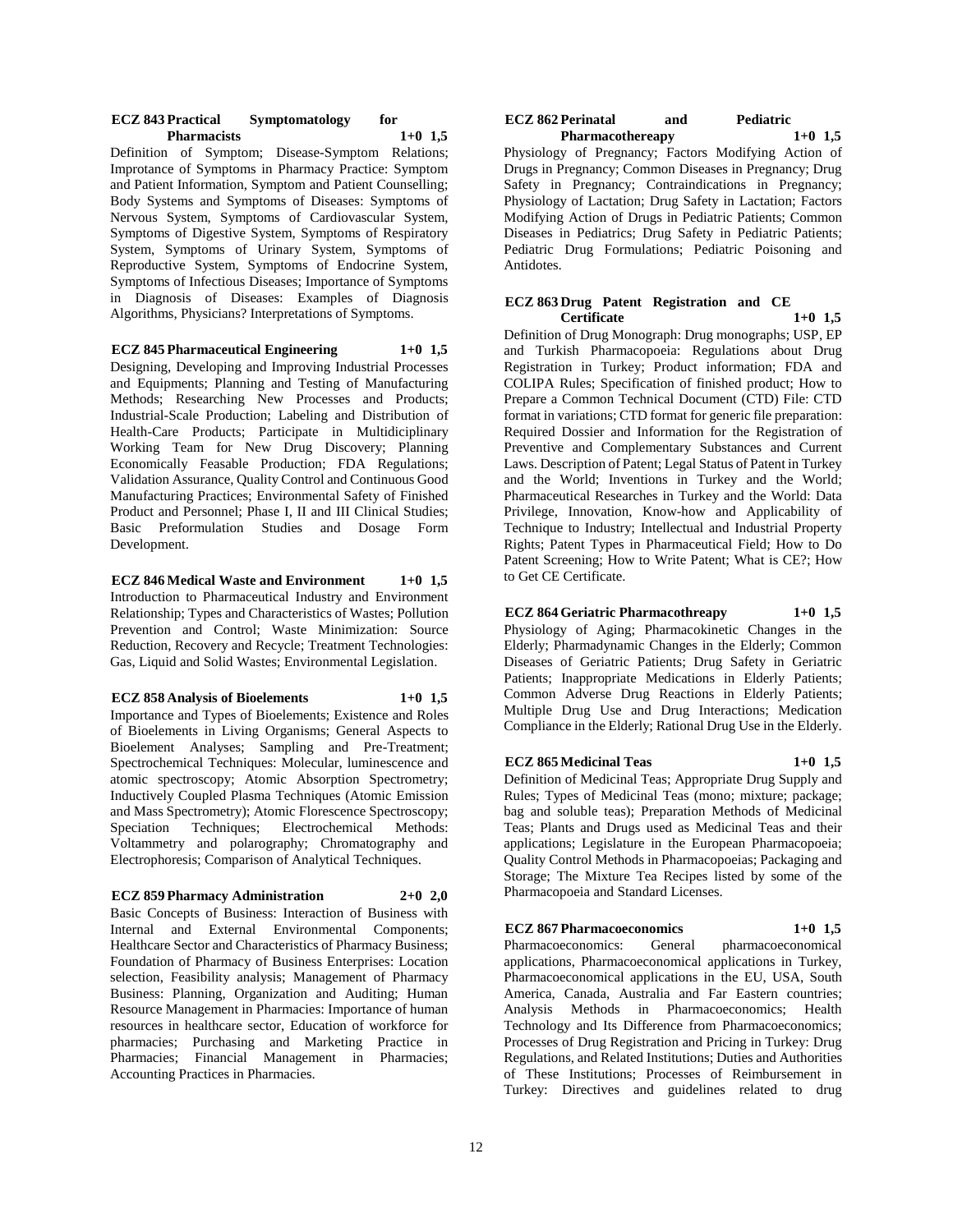**ECZ 843 Practical Symptomatology for Pharmacists 1+0 1,5**

Definition of Symptom; Disease-Symptom Relations; Improtance of Symptoms in Pharmacy Practice: Symptom and Patient Information, Symptom and Patient Counselling; Body Systems and Symptoms of Diseases: Symptoms of Nervous System, Symptoms of Cardiovascular System, Symptoms of Digestive System, Symptoms of Respiratory System, Symptoms of Urinary System, Symptoms of Reproductive System, Symptoms of Endocrine System, Symptoms of Infectious Diseases; Importance of Symptoms in Diagnosis of Diseases: Examples of Diagnosis Algorithms, Physicians? Interpretations of Symptoms.

**ECZ 845 Pharmaceutical Engineering 1+0 1,5**

Designing, Developing and Improving Industrial Processes and Equipments; Planning and Testing of Manufacturing Methods; Researching New Processes and Products; Industrial-Scale Production; Labeling and Distribution of Health-Care Products; Participate in Multidiciplinary Working Team for New Drug Discovery; Planning Economically Feasable Production; FDA Regulations; Validation Assurance, Quality Control and Continuous Good Manufacturing Practices; Environmental Safety of Finished Product and Personnel; Phase I, II and III Clinical Studies; Basic Preformulation Studies and Dosage Form Development.

**ECZ 846 Medical Waste and Environment 1+0 1,5**

Introduction to Pharmaceutical Industry and Environment Relationship; Types and Characteristics of Wastes; Pollution Prevention and Control; Waste Minimization: Source Reduction, Recovery and Recycle; Treatment Technologies: Gas, Liquid and Solid Wastes; Environmental Legislation.

**ECZ 858 Analysis of Bioelements 1+0 1,5**

Importance and Types of Bioelements; Existence and Roles of Bioelements in Living Organisms; General Aspects to Bioelement Analyses; Sampling and Pre-Treatment; Spectrochemical Techniques: Molecular, luminescence and atomic spectroscopy; Atomic Absorption Spectrometry; Inductively Coupled Plasma Techniques (Atomic Emission and Mass Spectrometry); Atomic Florescence Spectroscopy; Speciation Techniques; Electrochemical Methods: Voltammetry and polarography; Chromatography and Electrophoresis; Comparison of Analytical Techniques.

**ECZ 859 Pharmacy Administration 2+0 2,0**

Basic Concepts of Business: Interaction of Business with Internal and External Environmental Components; Healthcare Sector and Characteristics of Pharmacy Business; Foundation of Pharmacy of Business Enterprises: Location selection, Feasibility analysis; Management of Pharmacy Business: Planning, Organization and Auditing; Human Resource Management in Pharmacies: Importance of human resources in healthcare sector, Education of workforce for pharmacies; Purchasing and Marketing Practice in Pharmacies; Financial Management in Pharmacies; Accounting Practices in Pharmacies.

**ECZ 862 Perinatal and Pediatric Pharmacothereapy 1+0 1,5**

Physiology of Pregnancy; Factors Modifying Action of Drugs in Pregnancy; Common Diseases in Pregnancy; Drug Safety in Pregnancy; Contraindications in Pregnancy; Physiology of Lactation; Drug Safety in Lactation; Factors Modifying Action of Drugs in Pediatric Patients; Common Diseases in Pediatrics; Drug Safety in Pediatric Patients; Pediatric Drug Formulations; Pediatric Poisoning and Antidotes.

**ECZ 863 Drug Patent Registration and CE Certificate 1+0 1,5**

Definition of Drug Monograph: Drug monographs; USP, EP and Turkish Pharmacopoeia: Regulations about Drug Registration in Turkey; Product information; FDA and COLIPA Rules; Specification of finished product; How to Prepare a Common Technical Document (CTD) File: CTD format in variations; CTD format for generic file preparation: Required Dossier and Information for the Registration of Preventive and Complementary Substances and Current Laws. Description of Patent; Legal Status of Patent in Turkey and the World; Inventions in Turkey and the World; Pharmaceutical Researches in Turkey and the World: Data Privilege, Innovation, Know-how and Applicability of Technique to Industry; Intellectual and Industrial Property Rights; Patent Types in Pharmaceutical Field; How to Do Patent Screening; How to Write Patent; What is CE?; How to Get CE Certificate.

**ECZ 864 Geriatric Pharmacothreapy 1+0 1,5**

Physiology of Aging; Pharmacokinetic Changes in the Elderly; Pharmadynamic Changes in the Elderly; Common Diseases of Geriatric Patients; Drug Safety in Geriatric Patients; Inappropriate Medications in Elderly Patients; Common Adverse Drug Reactions in Elderly Patients; Multiple Drug Use and Drug Interactions; Medication Compliance in the Elderly; Rational Drug Use in the Elderly.

**ECZ 865 Medicinal Teas 1+0 1,5**

Definition of Medicinal Teas; Appropriate Drug Supply and Rules; Types of Medicinal Teas (mono; mixture; package; bag and soluble teas); Preparation Methods of Medicinal Teas; Plants and Drugs used as Medicinal Teas and their applications; Legislature in the European Pharmacopoeia; Quality Control Methods in Pharmacopoeias; Packaging and Storage; The Mixture Tea Recipes listed by some of the Pharmacopoeia and Standard Licenses.

**ECZ 867 Pharmacoeconomics 1+0 1,5**

Pharmacoeconomics: General pharmacoeconomical applications, Pharmacoeconomical applications in Turkey, Pharmacoeconomical applications in the EU, USA, South America, Canada, Australia and Far Eastern countries; Analysis Methods in Pharmacoeconomics; Health Technology and Its Difference from Pharmacoeconomics; Processes of Drug Registration and Pricing in Turkey: Drug Regulations, and Related Institutions; Duties and Authorities of These Institutions; Processes of Reimbursement in Turkey: Directives and guidelines related to drug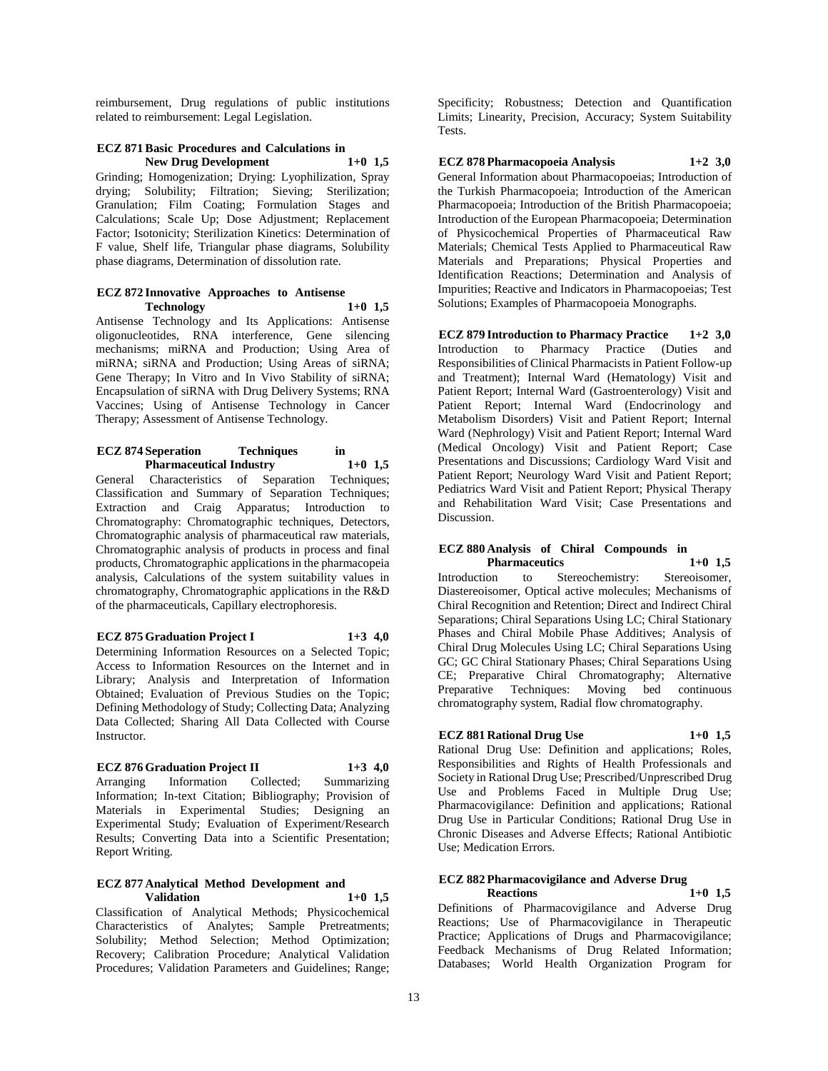reimbursement, Drug regulations of public institutions related to reimbursement: Legal Legislation.

**ECZ 871 Basic Procedures and Calculations in New Drug Development 1+0 1,5**

Grinding; Homogenization; Drying: Lyophilization, Spray drying; Solubility; Filtration; Sieving; Sterilization; Granulation; Film Coating; Formulation Stages and Calculations; Scale Up; Dose Adjustment; Replacement Factor; Isotonicity; Sterilization Kinetics: Determination of F value, Shelf life, Triangular phase diagrams, Solubility phase diagrams, Determination of dissolution rate.

**ECZ 872 Innovative Approaches to Antisense Technology 1+0 1,5**

Antisense Technology and Its Applications: Antisense oligonucleotides, RNA interference, Gene silencing mechanisms; miRNA and Production; Using Area of miRNA; siRNA and Production; Using Areas of siRNA; Gene Therapy; In Vitro and In Vivo Stability of siRNA; Encapsulation of siRNA with Drug Delivery Systems; RNA Vaccines; Using of Antisense Technology in Cancer Therapy; Assessment of Antisense Technology.

**ECZ 874 Seperation Techniques in Pharmaceutical Industry 1+0 1,5**

General Characteristics of Separation Techniques; Classification and Summary of Separation Techniques; Extraction and Craig Apparatus; Introduction to Chromatography: Chromatographic techniques, Detectors, Chromatographic analysis of pharmaceutical raw materials, Chromatographic analysis of products in process and final products, Chromatographic applications in the pharmacopeia analysis, Calculations of the system suitability values in chromatography, Chromatographic applications in the R&D of the pharmaceuticals, Capillary electrophoresis.

**ECZ 875 Graduation Project I 1+3 4,0**

Determining Information Resources on a Selected Topic; Access to Information Resources on the Internet and in Library; Analysis and Interpretation of Information Obtained; Evaluation of Previous Studies on the Topic; Defining Methodology of Study; Collecting Data; Analyzing Data Collected; Sharing All Data Collected with Course Instructor.

**ECZ 876 Graduation Project II 1+3 4,0**

Arranging Information Collected; Summarizing Information; In-text Citation; Bibliography; Provision of Materials in Experimental Studies; Designing an Experimental Study; Evaluation of Experiment/Research Results; Converting Data into a Scientific Presentation; Report Writing.

**ECZ 877 Analytical Method Development and Validation 1+0 1,5**

Classification of Analytical Methods; Physicochemical Characteristics of Analytes; Sample Pretreatments; Solubility; Method Selection; Method Optimization; Recovery; Calibration Procedure; Analytical Validation Procedures; Validation Parameters and Guidelines; Range; Specificity; Robustness; Detection and Quantification Limits; Linearity, Precision, Accuracy; System Suitability Tests.

**ECZ 878 Pharmacopoeia Analysis 1+2 3,0**

General Information about Pharmacopoeias; Introduction of the Turkish Pharmacopoeia; Introduction of the American Pharmacopoeia; Introduction of the British Pharmacopoeia; Introduction of the European Pharmacopoeia; Determination of Physicochemical Properties of Pharmaceutical Raw Materials; Chemical Tests Applied to Pharmaceutical Raw Materials and Preparations; Physical Properties and Identification Reactions; Determination and Analysis of Impurities; Reactive and Indicators in Pharmacopoeias; Test Solutions; Examples of Pharmacopoeia Monographs.

**ECZ 879 Introduction to Pharmacy Practice 1+2 3,0**

Introduction to Pharmacy Practice (Duties and Responsibilities of Clinical Pharmacists in Patient Follow-up and Treatment); Internal Ward (Hematology) Visit and Patient Report; Internal Ward (Gastroenterology) Visit and Patient Report; Internal Ward (Endocrinology and Metabolism Disorders) Visit and Patient Report; Internal Ward (Nephrology) Visit and Patient Report; Internal Ward (Medical Oncology) Visit and Patient Report; Case Presentations and Discussions; Cardiology Ward Visit and Patient Report; Neurology Ward Visit and Patient Report; Pediatrics Ward Visit and Patient Report; Physical Therapy and Rehabilitation Ward Visit; Case Presentations and Discussion.

**ECZ 880 Analysis of Chiral Compounds in Pharmaceutics 1+0 1,5**

Introduction to Stereochemistry: Stereoisomer, Diastereoisomer, Optical active molecules; Mechanisms of Chiral Recognition and Retention; Direct and Indirect Chiral Separations; Chiral Separations Using LC; Chiral Stationary Phases and Chiral Mobile Phase Additives; Analysis of Chiral Drug Molecules Using LC; Chiral Separations Using GC; GC Chiral Stationary Phases; Chiral Separations Using CE; Preparative Chiral Chromatography; Alternative Preparative Techniques: Moving bed continuous chromatography system, Radial flow chromatography.

**ECZ 881 Rational Drug Use 1+0 1,5**

Rational Drug Use: Definition and applications; Roles, Responsibilities and Rights of Health Professionals and Society in Rational Drug Use; Prescribed/Unprescribed Drug Use and Problems Faced in Multiple Drug Use; Pharmacovigilance: Definition and applications; Rational Drug Use in Particular Conditions; Rational Drug Use in Chronic Diseases and Adverse Effects; Rational Antibiotic Use; Medication Errors.

**ECZ 882 Pharmacovigilance and Adverse Drug Reactions 1+0 1,5**

Definitions of Pharmacovigilance and Adverse Drug Reactions; Use of Pharmacovigilance in Therapeutic Practice; Applications of Drugs and Pharmacovigilance; Feedback Mechanisms of Drug Related Information; Databases; World Health Organization Program for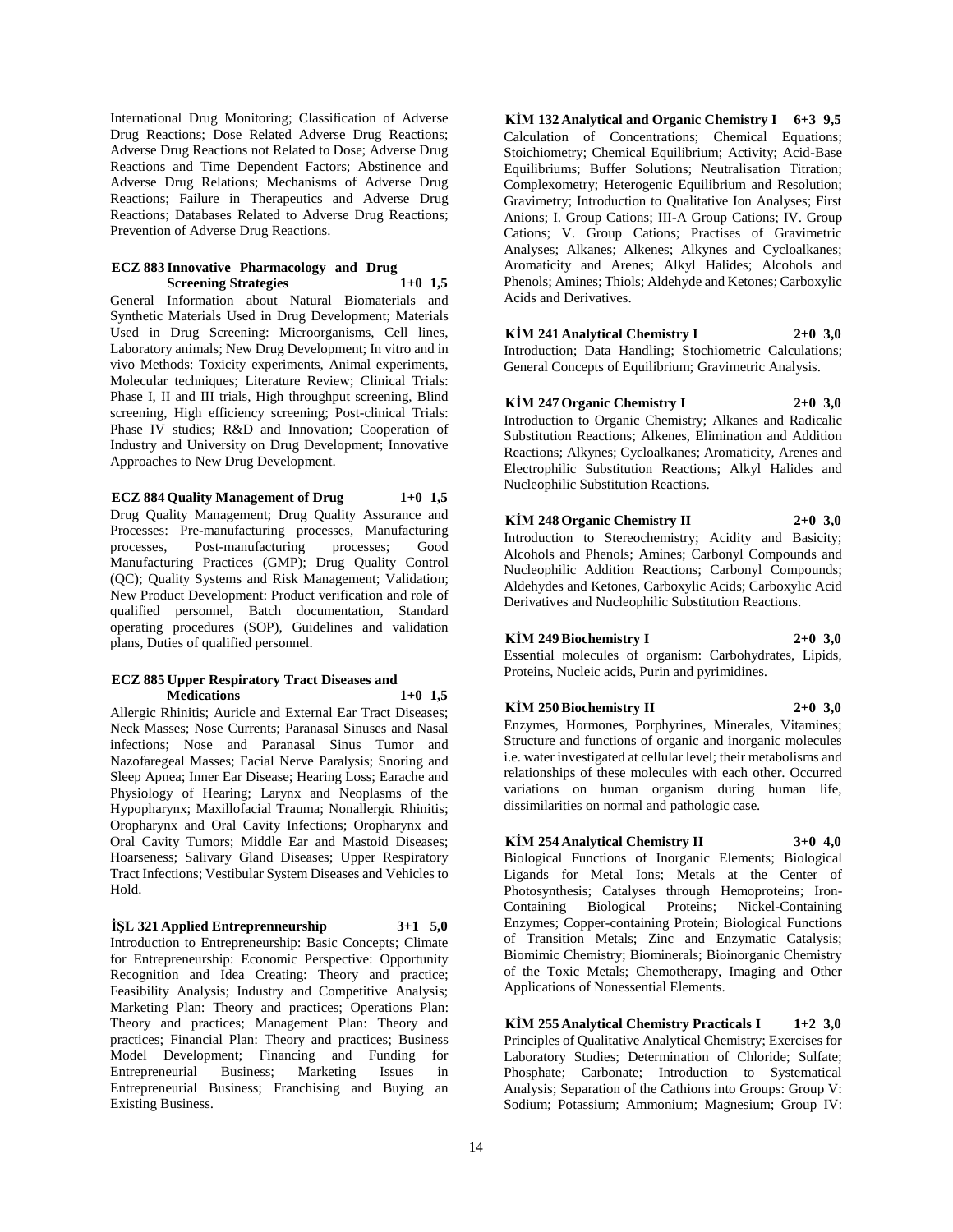International Drug Monitoring; Classification of Adverse Drug Reactions; Dose Related Adverse Drug Reactions; Adverse Drug Reactions not Related to Dose; Adverse Drug Reactions and Time Dependent Factors; Abstinence and Adverse Drug Relations; Mechanisms of Adverse Drug Reactions; Failure in Therapeutics and Adverse Drug Reactions; Databases Related to Adverse Drug Reactions; Prevention of Adverse Drug Reactions.

**ECZ 883 Innovative Pharmacology and Drug Screening Strategies 1+0 1,5**

General Information about Natural Biomaterials and Synthetic Materials Used in Drug Development; Materials Used in Drug Screening: Microorganisms, Cell lines, Laboratory animals; New Drug Development; In vitro and in vivo Methods: Toxicity experiments, Animal experiments, Molecular techniques; Literature Review; Clinical Trials: Phase I, II and III trials, High throughput screening, Blind screening, High efficiency screening; Post-clinical Trials: Phase IV studies; R&D and Innovation; Cooperation of Industry and University on Drug Development; Innovative Approaches to New Drug Development.

**ECZ 884 Quality Management of Drug 1+0 1,5**

Drug Quality Management; Drug Quality Assurance and Processes: Pre-manufacturing processes, Manufacturing processes, Post-manufacturing processes; Good Manufacturing Practices (GMP); Drug Quality Control (QC); Quality Systems and Risk Management; Validation; New Product Development: Product verification and role of qualified personnel, Batch documentation, Standard operating procedures (SOP), Guidelines and validation plans, Duties of qualified personnel.

**ECZ 885 Upper Respiratory Tract Diseases and Medications 1+0 1,5**

Allergic Rhinitis; Auricle and External Ear Tract Diseases; Neck Masses; Nose Currents; Paranasal Sinuses and Nasal infections; Nose and Paranasal Sinus Tumor and Nazofaregeal Masses; Facial Nerve Paralysis; Snoring and Sleep Apnea; Inner Ear Disease; Hearing Loss; Earache and Physiology of Hearing; Larynx and Neoplasms of the Hypopharynx; Maxillofacial Trauma; Nonallergic Rhinitis; Oropharynx and Oral Cavity Infections; Oropharynx and Oral Cavity Tumors; Middle Ear and Mastoid Diseases; Hoarseness; Salivary Gland Diseases; Upper Respiratory Tract Infections; Vestibular System Diseases and Vehicles to Hold.

**İŞL 321 Applied Entreprenneurship 3+1 5,0**

Introduction to Entrepreneurship: Basic Concepts; Climate for Entrepreneurship: Economic Perspective: Opportunity Recognition and Idea Creating: Theory and practice; Feasibility Analysis; Industry and Competitive Analysis; Marketing Plan: Theory and practices; Operations Plan: Theory and practices; Management Plan: Theory and practices; Financial Plan: Theory and practices; Business Model Development; Financing and Funding for Entrepreneurial Business; Marketing Issues in Entrepreneurial Business; Franchising and Buying an Existing Business.

**KİM 132 Analytical and Organic Chemistry I 6+3 9,5**

Calculation of Concentrations; Chemical Equations; Stoichiometry; Chemical Equilibrium; Activity; Acid-Base Equilibriums; Buffer Solutions; Neutralisation Titration; Complexometry; Heterogenic Equilibrium and Resolution; Gravimetry; Introduction to Qualitative Ion Analyses; First Anions; I. Group Cations; III-A Group Cations; IV. Group Cations; V. Group Cations; Practises of Gravimetric Analyses; Alkanes; Alkenes; Alkynes and Cycloalkanes; Aromaticity and Arenes; Alkyl Halides; Alcohols and Phenols; Amines; Thiols; Aldehyde and Ketones; Carboxylic Acids and Derivatives.

**KİM 241 Analytical Chemistry I 2+0 3,0**

Introduction; Data Handling; Stochiometric Calculations; General Concepts of Equilibrium; Gravimetric Analysis.

**KİM 247 Organic Chemistry I 2+0 3,0**

Introduction to Organic Chemistry; Alkanes and Radicalic Substitution Reactions; Alkenes, Elimination and Addition Reactions; Alkynes; Cycloalkanes; Aromaticity, Arenes and Electrophilic Substitution Reactions; Alkyl Halides and Nucleophilic Substitution Reactions.

**KİM 248 Organic Chemistry II 2+0 3,0**

Introduction to Stereochemistry; Acidity and Basicity; Alcohols and Phenols; Amines; Carbonyl Compounds and Nucleophilic Addition Reactions; Carbonyl Compounds; Aldehydes and Ketones, Carboxylic Acids; Carboxylic Acid Derivatives and Nucleophilic Substitution Reactions.

**KİM 249 Biochemistry I 2+0 3,0**

Essential molecules of organism: Carbohydrates, Lipids, Proteins, Nucleic acids, Purin and pyrimidines.

**KİM 250 Biochemistry II 2+0 3,0**

Enzymes, Hormones, Porphyrines, Minerales, Vitamines; Structure and functions of organic and inorganic molecules i.e. water investigated at cellular level; their metabolisms and relationships of these molecules with each other. Occurred variations on human organism during human life, dissimilarities on normal and pathologic case.

**KİM 254 Analytical Chemistry II 3+0 4,0**

Biological Functions of Inorganic Elements; Biological Ligands for Metal Ions; Metals at the Center of Photosynthesis; Catalyses through Hemoproteins; Iron-Containing Biological Proteins; Nickel-Containing Enzymes; Copper-containing Protein; Biological Functions of Transition Metals; Zinc and Enzymatic Catalysis; Biomimic Chemistry; Biominerals; Bioinorganic Chemistry of the Toxic Metals; Chemotherapy, Imaging and Other Applications of Nonessential Elements.

**KİM 255 Analytical Chemistry Practicals I 1+2 3,0**

Principles of Qualitative Analytical Chemistry; Exercises for Laboratory Studies; Determination of Chloride; Sulfate; Phosphate; Carbonate; Introduction to Systematical Analysis; Separation of the Cathions into Groups: Group V: Sodium; Potassium; Ammonium; Magnesium; Group IV: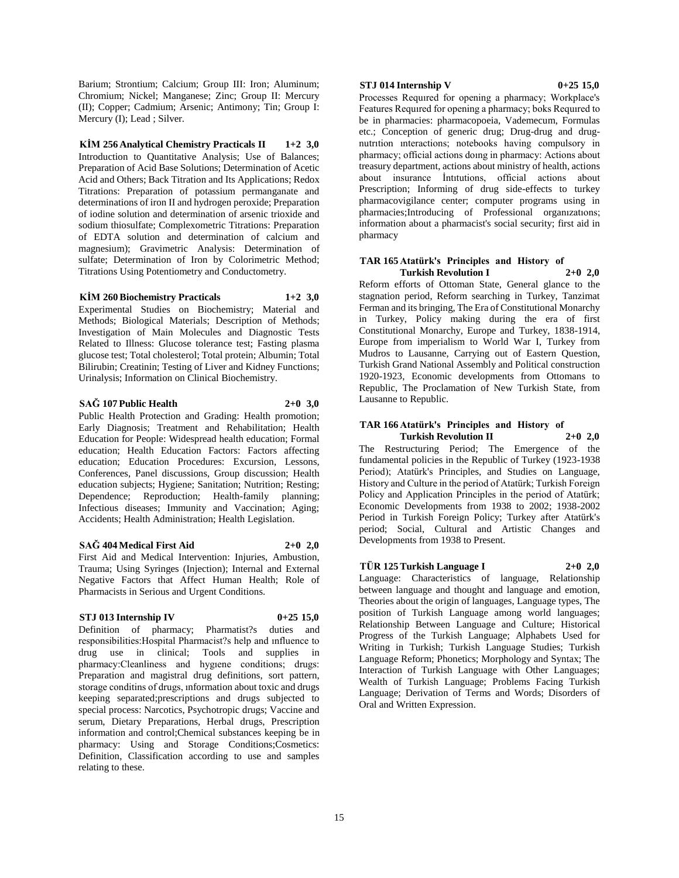Barium; Strontium; Calcium; Group III: Iron; Aluminum; Chromium; Nickel; Manganese; Zinc; Group II: Mercury (II); Copper; Cadmium; Arsenic; Antimony; Tin; Group I: Mercury (I); Lead ; Silver.

**KİM 256 Analytical Chemistry Practicals II 1+2 3,0**
Introduction to Quantitative Analysis; Use of Balances; Preparation of Acid Base Solutions; Determination of Acetic Acid and Others; Back Titration and Its Applications; Redox Titrations: Preparation of potassium permanganate and determinations of iron II and hydrogen peroxide; Preparation of iodine solution and determination of arsenic trioxide and sodium thiosulfate; Complexometric Titrations: Preparation of EDTA solution and determination of calcium and magnesium); Gravimetric Analysis: Determination of sulfate; Determination of Iron by Colorimetric Method; Titrations Using Potentiometry and Conductometry.

**KİM 260 Biochemistry Practicals 1+2 3,0**
Experimental Studies on Biochemistry; Material and Methods; Biological Materials; Description of Methods; Investigation of Main Molecules and Diagnostic Tests Related to Illness: Glucose tolerance test; Fasting plasma glucose test; Total cholesterol; Total protein; Albumin; Total Bilirubin; Creatinin; Testing of Liver and Kidney Functions; Urinalysis; Information on Clinical Biochemistry.

**SAĞ 107 Public Health 2+0 3,0**
Public Health Protection and Grading: Health promotion; Early Diagnosis; Treatment and Rehabilitation; Health Education for People: Widespread health education; Formal education; Health Education Factors: Factors affecting education; Education Procedures: Excursion, Lessons, Conferences, Panel discussions, Group discussion; Health education subjects; Hygiene; Sanitation; Nutrition; Resting; Dependence; Reproduction; Health-family planning; Infectious diseases; Immunity and Vaccination; Aging; Accidents; Health Administration; Health Legislation.

**SAĞ 404 Medical First Aid 2+0 2,0**
First Aid and Medical Intervention: Injuries, Ambustion, Trauma; Using Syringes (Injection); Internal and External Negative Factors that Affect Human Health; Role of Pharmacists in Serious and Urgent Conditions.

**STJ 013 Internship IV 0+25 15,0**
Definition of pharmacy; Pharmatist?s duties and responsibilities:Hospital Pharmacist?s help and ınfluence to drug use in clinical; Tools and supplies in pharmacy:Cleanliness and hygıene conditions; drugs: Preparation and magistral drug definitions, sort pattern, storage conditins of drugs, ınformation about toxic and drugs keeping separated;prescriptions and drugs subjected to special process: Narcotics, Psychotropic drugs; Vaccine and serum, Dietary Preparations, Herbal drugs, Prescription information and control;Chemical substances keeping be in pharmacy: Using and Storage Conditions;Cosmetics: Definition, Classification according to use and samples relating to these.

**STJ 014 Internship V 0+25 15,0**
Processes Requıred for opening a pharmacy; Workplace's Features Requıred for opening a pharmacy; boks Requıred to be in pharmacies: pharmacopoeia, Vademecum, Formulas etc.; Conception of generic drug; Drug-drug and drug-nutrıtion ınteractions; notebooks having compulsory in pharmacy; official actions doıng in pharmacy: Actions about treasury department, actions about ministry of health, actions about insurance İntıtutions, official actions about Prescription; Informing of drug side-effects to turkey pharmacovigilance center; computer programs using in pharmacies;Introducing of Professional organızatıons; information about a pharmacist's social security; first aid in pharmacy

**TAR 165 Atatürk's Principles and History of Turkish Revolution I 2+0 2,0**
Reform efforts of Ottoman State, General glance to the stagnation period, Reform searching in Turkey, Tanzimat Ferman and its bringing, The Era of Constitutional Monarchy in Turkey, Policy making during the era of first Constitutional Monarchy, Europe and Turkey, 1838-1914, Europe from imperialism to World War I, Turkey from Mudros to Lausanne, Carrying out of Eastern Question, Turkish Grand National Assembly and Political construction 1920-1923, Economic developments from Ottomans to Republic, The Proclamation of New Turkish State, from Lausanne to Republic.

**TAR 166 Atatürk's Principles and History of Turkish Revolution II 2+0 2,0**
The Restructuring Period; The Emergence of the fundamental policies in the Republic of Turkey (1923-1938 Period); Atatürk's Principles, and Studies on Language, History and Culture in the period of Atatürk; Turkish Foreign Policy and Application Principles in the period of Atatürk; Economic Developments from 1938 to 2002; 1938-2002 Period in Turkish Foreign Policy; Turkey after Atatürk's period; Social, Cultural and Artistic Changes and Developments from 1938 to Present.

**TÜR 125 Turkish Language I 2+0 2,0**
Language: Characteristics of language, Relationship between language and thought and language and emotion, Theories about the origin of languages, Language types, The position of Turkish Language among world languages; Relationship Between Language and Culture; Historical Progress of the Turkish Language; Alphabets Used for Writing in Turkish; Turkish Language Studies; Turkish Language Reform; Phonetics; Morphology and Syntax; The Interaction of Turkish Language with Other Languages; Wealth of Turkish Language; Problems Facing Turkish Language; Derivation of Terms and Words; Disorders of Oral and Written Expression.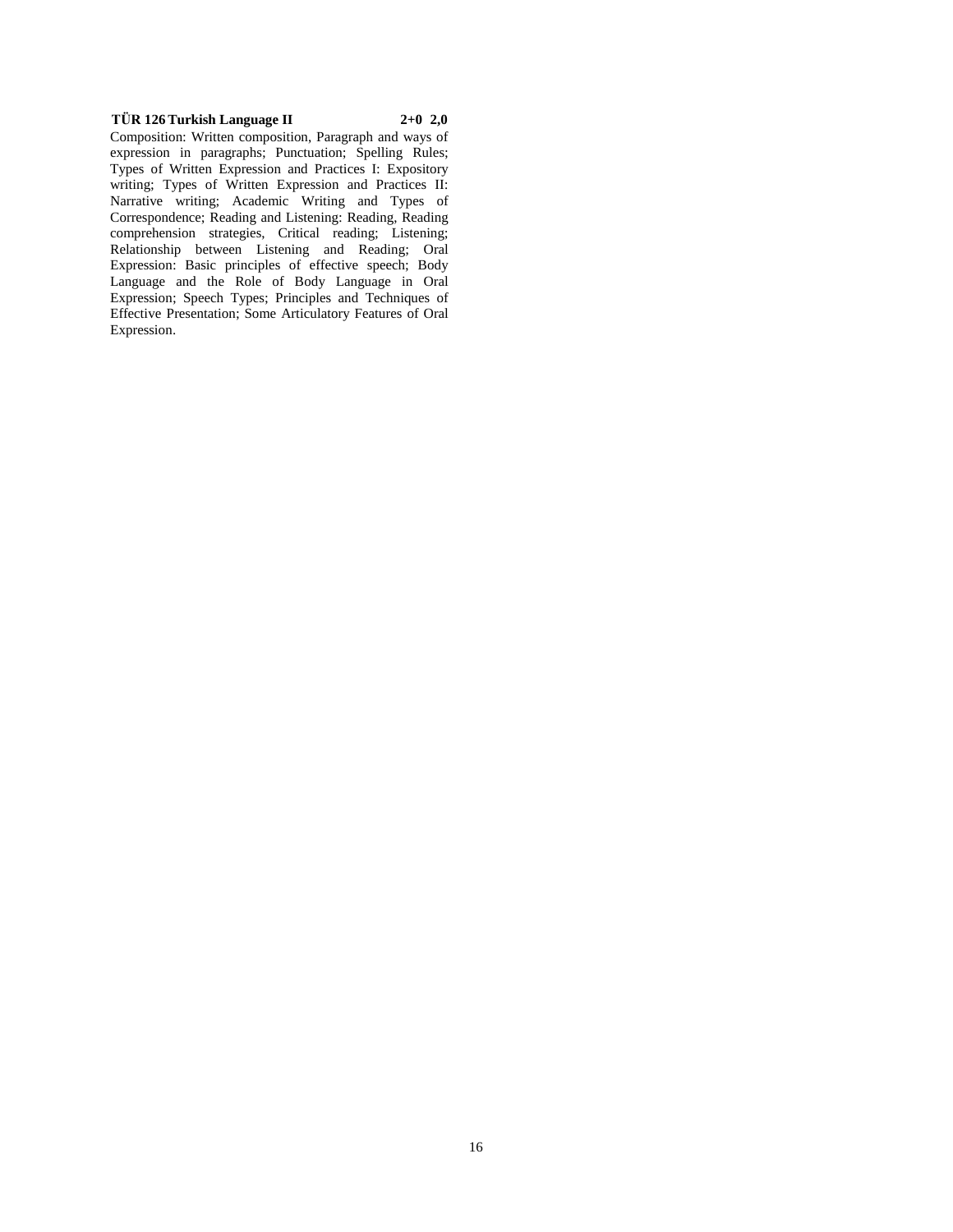**TÜR 126 Turkish Language II 2+0 2,0**

Composition: Written composition, Paragraph and ways of expression in paragraphs; Punctuation; Spelling Rules; Types of Written Expression and Practices I: Expository writing; Types of Written Expression and Practices II: Narrative writing; Academic Writing and Types of Correspondence; Reading and Listening: Reading, Reading comprehension strategies, Critical reading; Listening; Relationship between Listening and Reading; Oral Expression: Basic principles of effective speech; Body Language and the Role of Body Language in Oral Expression; Speech Types; Principles and Techniques of Effective Presentation; Some Articulatory Features of Oral Expression.